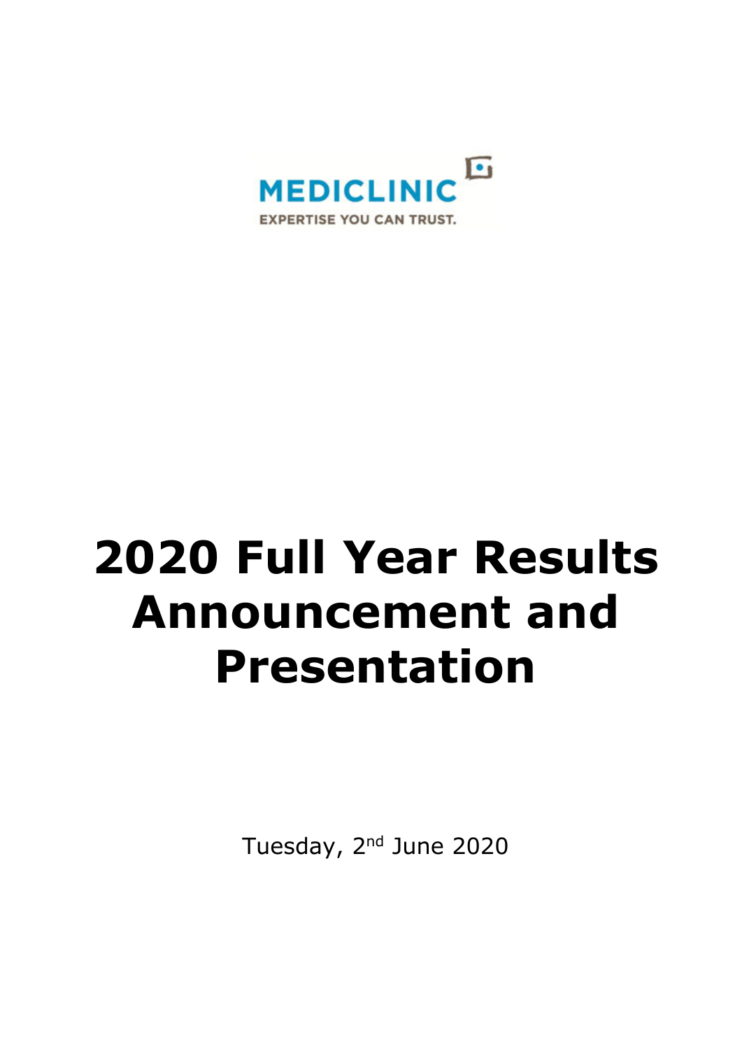MEDICLINIC

EXPERTISE YOU CAN TRUST.

# 2020 Full Year Results Announcement and Presentation

Tuesday, 2nd June 2020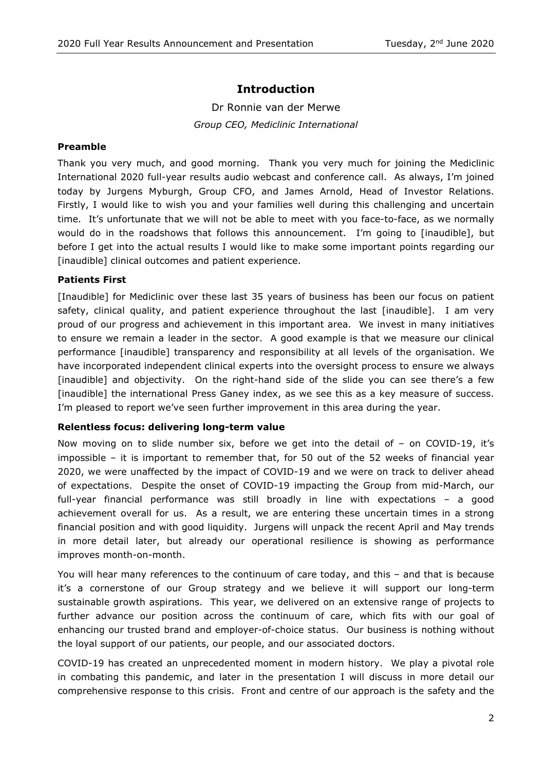## Introduction

Dr Ronnie van der Merwe

*Group CEO, Mediclinic International*

### Preamble

Thank you very much, and good morning. Thank you very much for joining the Mediclinic International 2020 full-year results audio webcast and conference call. As always, I'm joined today by Jurgens Myburgh, Group CFO, and James Arnold, Head of Investor Relations. Firstly, I would like to wish you and your families well during this challenging and uncertain time. It's unfortunate that we will not be able to meet with you face-to-face, as we normally would do in the roadshows that follows this announcement. I'm going to [inaudible], but before I get into the actual results I would like to make some important points regarding our [inaudible] clinical outcomes and patient experience.

### Patients First

[Inaudible] for Mediclinic over these last 35 years of business has been our focus on patient safety, clinical quality, and patient experience throughout the last [inaudible]. I am very proud of our progress and achievement in this important area. We invest in many initiatives to ensure we remain a leader in the sector. A good example is that we measure our clinical performance [inaudible] transparency and responsibility at all levels of the organisation. We have incorporated independent clinical experts into the oversight process to ensure we always [inaudible] and objectivity. On the right-hand side of the slide you can see there's a few [inaudible] the international Press Ganey index, as we see this as a key measure of success. I'm pleased to report we've seen further improvement in this area during the year.

### Relentless focus: delivering long-term value

Now moving on to slide number six, before we get into the detail of – on COVID-19, it's impossible – it is important to remember that, for 50 out of the 52 weeks of financial year 2020, we were unaffected by the impact of COVID-19 and we were on track to deliver ahead of expectations. Despite the onset of COVID-19 impacting the Group from mid-March, our full-year financial performance was still broadly in line with expectations – a good achievement overall for us. As a result, we are entering these uncertain times in a strong financial position and with good liquidity. Jurgens will unpack the recent April and May trends in more detail later, but already our operational resilience is showing as performance improves month-on-month.

You will hear many references to the continuum of care today, and this – and that is because it's a cornerstone of our Group strategy and we believe it will support our long-term sustainable growth aspirations. This year, we delivered on an extensive range of projects to further advance our position across the continuum of care, which fits with our goal of enhancing our trusted brand and employer-of-choice status. Our business is nothing without the loyal support of our patients, our people, and our associated doctors.

COVID-19 has created an unprecedented moment in modern history. We play a pivotal role in combating this pandemic, and later in the presentation I will discuss in more detail our comprehensive response to this crisis. Front and centre of our approach is the safety and the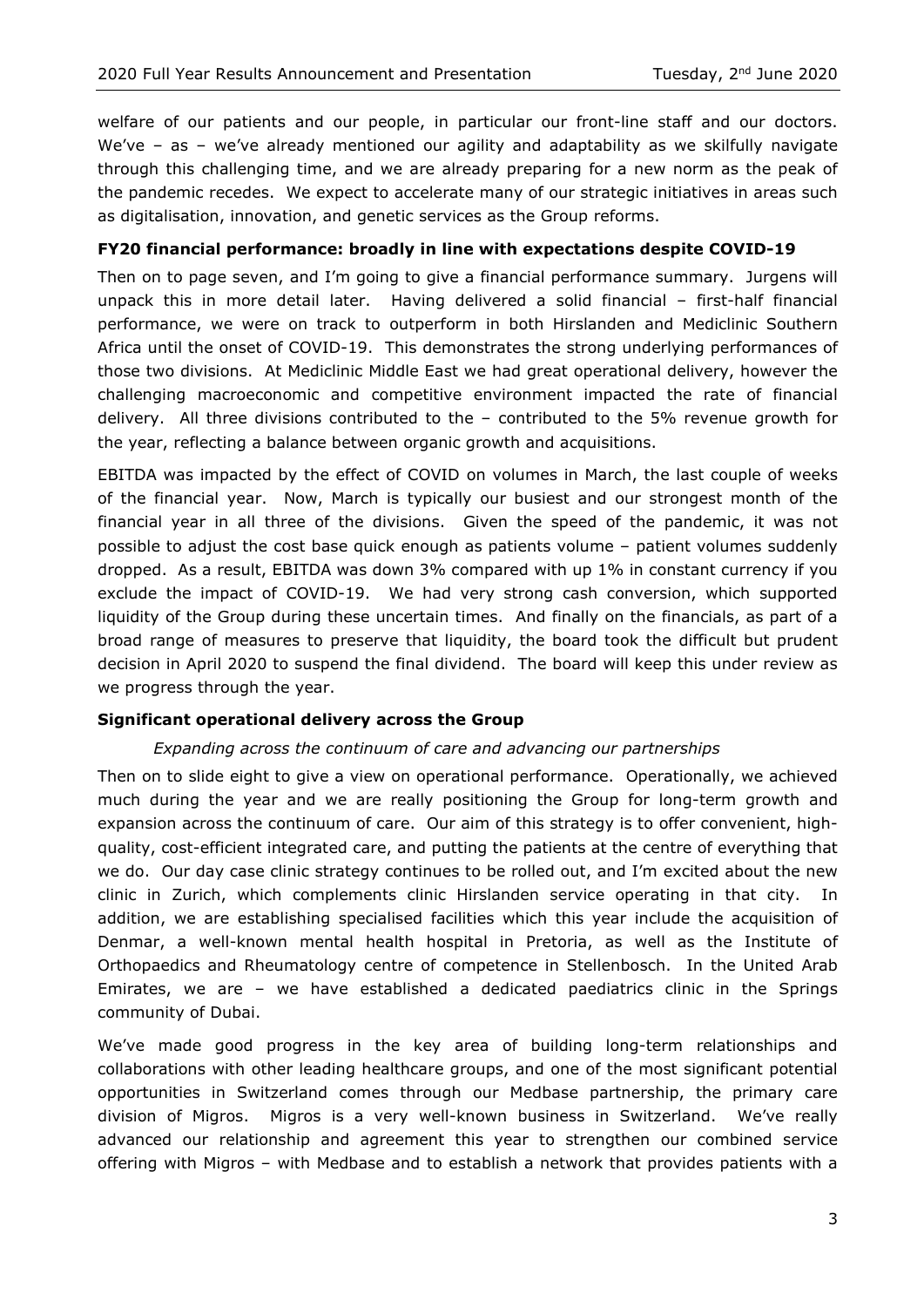welfare of our patients and our people, in particular our front-line staff and our doctors. We've – as – we've already mentioned our agility and adaptability as we skilfully navigate through this challenging time, and we are already preparing for a new norm as the peak of the pandemic recedes. We expect to accelerate many of our strategic initiatives in areas such as digitalisation, innovation, and genetic services as the Group reforms.

### FY20 financial performance: broadly in line with expectations despite COVID-19

Then on to page seven, and I'm going to give a financial performance summary. Jurgens will unpack this in more detail later. Having delivered a solid financial – first-half financial performance, we were on track to outperform in both Hirslanden and Mediclinic Southern Africa until the onset of COVID-19. This demonstrates the strong underlying performances of those two divisions. At Mediclinic Middle East we had great operational delivery, however the challenging macroeconomic and competitive environment impacted the rate of financial delivery. All three divisions contributed to the – contributed to the 5% revenue growth for the year, reflecting a balance between organic growth and acquisitions.

EBITDA was impacted by the effect of COVID on volumes in March, the last couple of weeks of the financial year. Now, March is typically our busiest and our strongest month of the financial year in all three of the divisions. Given the speed of the pandemic, it was not possible to adjust the cost base quick enough as patients volume – patient volumes suddenly dropped. As a result, EBITDA was down 3% compared with up 1% in constant currency if you exclude the impact of COVID-19. We had very strong cash conversion, which supported liquidity of the Group during these uncertain times. And finally on the financials, as part of a broad range of measures to preserve that liquidity, the board took the difficult but prudent decision in April 2020 to suspend the final dividend. The board will keep this under review as we progress through the year.

### Significant operational delivery across the Group

*Expanding across the continuum of care and advancing our partnerships*

Then on to slide eight to give a view on operational performance. Operationally, we achieved much during the year and we are really positioning the Group for long-term growth and expansion across the continuum of care. Our aim of this strategy is to offer convenient, high-quality, cost-efficient integrated care, and putting the patients at the centre of everything that we do. Our day case clinic strategy continues to be rolled out, and I'm excited about the new clinic in Zurich, which complements clinic Hirslanden service operating in that city. In addition, we are establishing specialised facilities which this year include the acquisition of Denmar, a well-known mental health hospital in Pretoria, as well as the Institute of Orthopaedics and Rheumatology centre of competence in Stellenbosch. In the United Arab Emirates, we are – we have established a dedicated paediatrics clinic in the Springs community of Dubai.

We've made good progress in the key area of building long-term relationships and collaborations with other leading healthcare groups, and one of the most significant potential opportunities in Switzerland comes through our Medbase partnership, the primary care division of Migros. Migros is a very well-known business in Switzerland. We've really advanced our relationship and agreement this year to strengthen our combined service offering with Migros – with Medbase and to establish a network that provides patients with a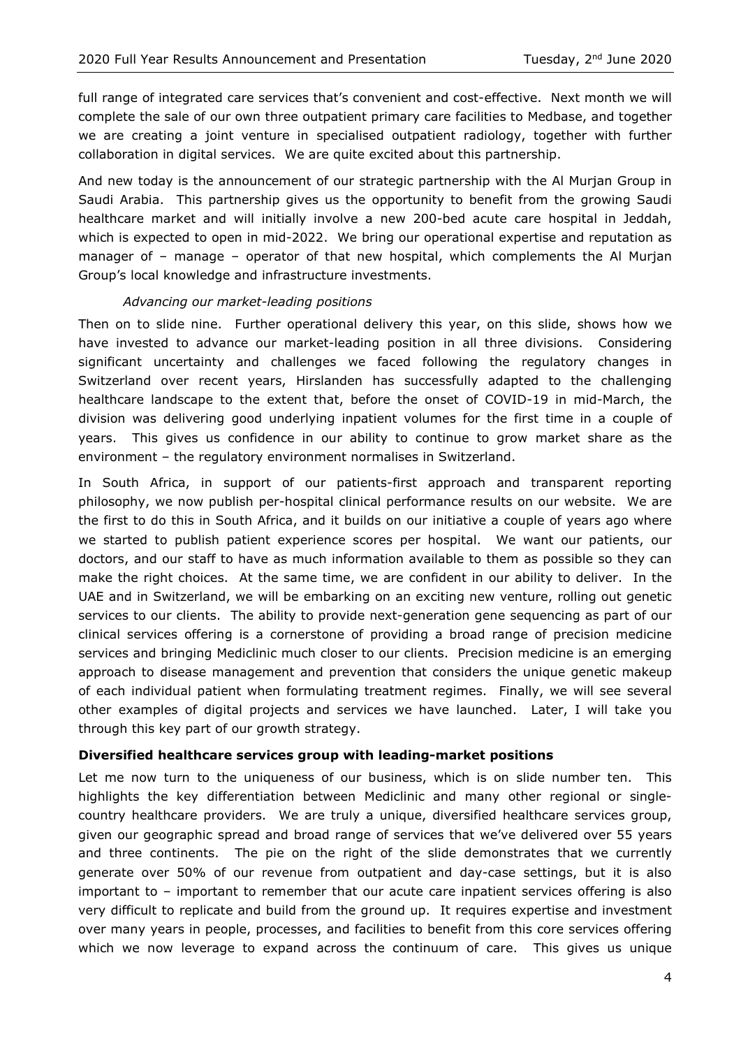full range of integrated care services that's convenient and cost-effective. Next month we will complete the sale of our own three outpatient primary care facilities to Medbase, and together we are creating a joint venture in specialised outpatient radiology, together with further collaboration in digital services. We are quite excited about this partnership.

And new today is the announcement of our strategic partnership with the Al Murjan Group in Saudi Arabia. This partnership gives us the opportunity to benefit from the growing Saudi healthcare market and will initially involve a new 200-bed acute care hospital in Jeddah, which is expected to open in mid-2022. We bring our operational expertise and reputation as manager of – manage – operator of that new hospital, which complements the Al Murjan Group's local knowledge and infrastructure investments.

*Advancing our market-leading positions*

Then on to slide nine. Further operational delivery this year, on this slide, shows how we have invested to advance our market-leading position in all three divisions. Considering significant uncertainty and challenges we faced following the regulatory changes in Switzerland over recent years, Hirslanden has successfully adapted to the challenging healthcare landscape to the extent that, before the onset of COVID-19 in mid-March, the division was delivering good underlying inpatient volumes for the first time in a couple of years. This gives us confidence in our ability to continue to grow market share as the environment – the regulatory environment normalises in Switzerland.

In South Africa, in support of our patients-first approach and transparent reporting philosophy, we now publish per-hospital clinical performance results on our website. We are the first to do this in South Africa, and it builds on our initiative a couple of years ago where we started to publish patient experience scores per hospital. We want our patients, our doctors, and our staff to have as much information available to them as possible so they can make the right choices. At the same time, we are confident in our ability to deliver. In the UAE and in Switzerland, we will be embarking on an exciting new venture, rolling out genetic services to our clients. The ability to provide next-generation gene sequencing as part of our clinical services offering is a cornerstone of providing a broad range of precision medicine services and bringing Mediclinic much closer to our clients. Precision medicine is an emerging approach to disease management and prevention that considers the unique genetic makeup of each individual patient when formulating treatment regimes. Finally, we will see several other examples of digital projects and services we have launched. Later, I will take you through this key part of our growth strategy.

**Diversified healthcare services group with leading-market positions**

Let me now turn to the uniqueness of our business, which is on slide number ten. This highlights the key differentiation between Mediclinic and many other regional or single-country healthcare providers. We are truly a unique, diversified healthcare services group, given our geographic spread and broad range of services that we've delivered over 55 years and three continents. The pie on the right of the slide demonstrates that we currently generate over 50% of our revenue from outpatient and day-case settings, but it is also important to – important to remember that our acute care inpatient services offering is also very difficult to replicate and build from the ground up. It requires expertise and investment over many years in people, processes, and facilities to benefit from this core services offering which we now leverage to expand across the continuum of care. This gives us unique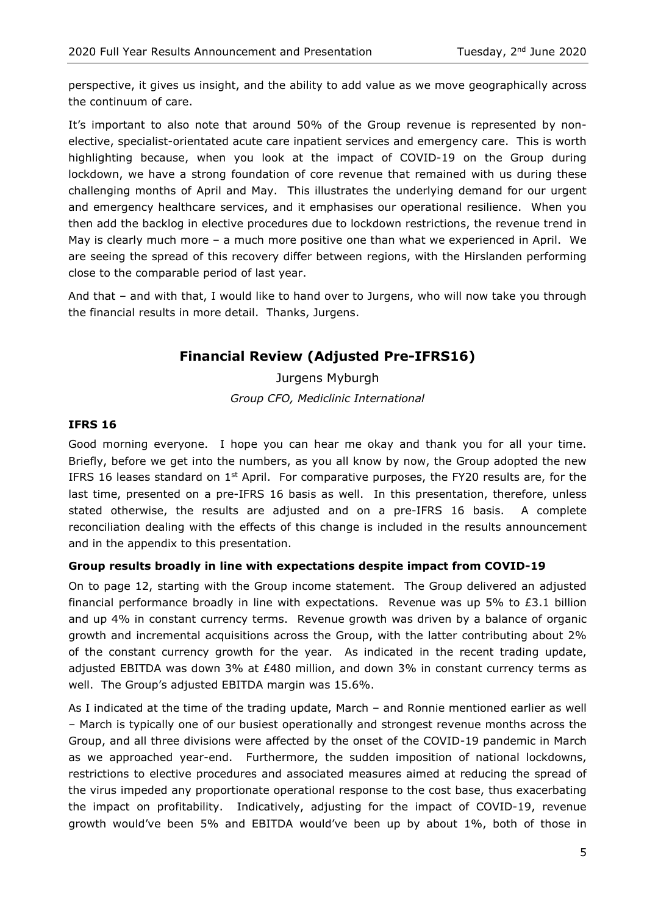perspective, it gives us insight, and the ability to add value as we move geographically across the continuum of care.

It's important to also note that around 50% of the Group revenue is represented by non-elective, specialist-orientated acute care inpatient services and emergency care. This is worth highlighting because, when you look at the impact of COVID-19 on the Group during lockdown, we have a strong foundation of core revenue that remained with us during these challenging months of April and May. This illustrates the underlying demand for our urgent and emergency healthcare services, and it emphasises our operational resilience. When you then add the backlog in elective procedures due to lockdown restrictions, the revenue trend in May is clearly much more – a much more positive one than what we experienced in April. We are seeing the spread of this recovery differ between regions, with the Hirslanden performing close to the comparable period of last year.

And that – and with that, I would like to hand over to Jurgens, who will now take you through the financial results in more detail. Thanks, Jurgens.

## Financial Review (Adjusted Pre-IFRS16)

Jurgens Myburgh

*Group CFO, Mediclinic International*

### IFRS 16

Good morning everyone. I hope you can hear me okay and thank you for all your time. Briefly, before we get into the numbers, as you all know by now, the Group adopted the new IFRS 16 leases standard on 1st April. For comparative purposes, the FY20 results are, for the last time, presented on a pre-IFRS 16 basis as well. In this presentation, therefore, unless stated otherwise, the results are adjusted and on a pre-IFRS 16 basis. A complete reconciliation dealing with the effects of this change is included in the results announcement and in the appendix to this presentation.

### Group results broadly in line with expectations despite impact from COVID-19

On to page 12, starting with the Group income statement. The Group delivered an adjusted financial performance broadly in line with expectations. Revenue was up 5% to £3.1 billion and up 4% in constant currency terms. Revenue growth was driven by a balance of organic growth and incremental acquisitions across the Group, with the latter contributing about 2% of the constant currency growth for the year. As indicated in the recent trading update, adjusted EBITDA was down 3% at £480 million, and down 3% in constant currency terms as well. The Group's adjusted EBITDA margin was 15.6%.

As I indicated at the time of the trading update, March – and Ronnie mentioned earlier as well – March is typically one of our busiest operationally and strongest revenue months across the Group, and all three divisions were affected by the onset of the COVID-19 pandemic in March as we approached year-end. Furthermore, the sudden imposition of national lockdowns, restrictions to elective procedures and associated measures aimed at reducing the spread of the virus impeded any proportionate operational response to the cost base, thus exacerbating the impact on profitability. Indicatively, adjusting for the impact of COVID-19, revenue growth would've been 5% and EBITDA would've been up by about 1%, both of those in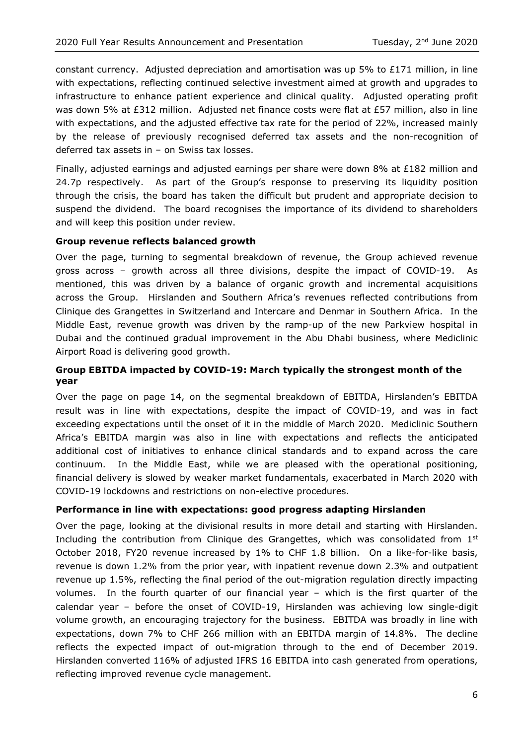constant currency. Adjusted depreciation and amortisation was up 5% to £171 million, in line with expectations, reflecting continued selective investment aimed at growth and upgrades to infrastructure to enhance patient experience and clinical quality. Adjusted operating profit was down 5% at £312 million. Adjusted net finance costs were flat at £57 million, also in line with expectations, and the adjusted effective tax rate for the period of 22%, increased mainly by the release of previously recognised deferred tax assets and the non-recognition of deferred tax assets in – on Swiss tax losses.

Finally, adjusted earnings and adjusted earnings per share were down 8% at £182 million and 24.7p respectively. As part of the Group's response to preserving its liquidity position through the crisis, the board has taken the difficult but prudent and appropriate decision to suspend the dividend. The board recognises the importance of its dividend to shareholders and will keep this position under review.

**Group revenue reflects balanced growth**

Over the page, turning to segmental breakdown of revenue, the Group achieved revenue gross across – growth across all three divisions, despite the impact of COVID-19. As mentioned, this was driven by a balance of organic growth and incremental acquisitions across the Group. Hirslanden and Southern Africa's revenues reflected contributions from Clinique des Grangettes in Switzerland and Intercare and Denmar in Southern Africa. In the Middle East, revenue growth was driven by the ramp-up of the new Parkview hospital in Dubai and the continued gradual improvement in the Abu Dhabi business, where Mediclinic Airport Road is delivering good growth.

**Group EBITDA impacted by COVID-19: March typically the strongest month of the year**

Over the page on page 14, on the segmental breakdown of EBITDA, Hirslanden's EBITDA result was in line with expectations, despite the impact of COVID-19, and was in fact exceeding expectations until the onset of it in the middle of March 2020. Mediclinic Southern Africa's EBITDA margin was also in line with expectations and reflects the anticipated additional cost of initiatives to enhance clinical standards and to expand across the care continuum. In the Middle East, while we are pleased with the operational positioning, financial delivery is slowed by weaker market fundamentals, exacerbated in March 2020 with COVID-19 lockdowns and restrictions on non-elective procedures.

**Performance in line with expectations: good progress adapting Hirslanden**

Over the page, looking at the divisional results in more detail and starting with Hirslanden. Including the contribution from Clinique des Grangettes, which was consolidated from 1st October 2018, FY20 revenue increased by 1% to CHF 1.8 billion. On a like-for-like basis, revenue is down 1.2% from the prior year, with inpatient revenue down 2.3% and outpatient revenue up 1.5%, reflecting the final period of the out-migration regulation directly impacting volumes. In the fourth quarter of our financial year – which is the first quarter of the calendar year – before the onset of COVID-19, Hirslanden was achieving low single-digit volume growth, an encouraging trajectory for the business. EBITDA was broadly in line with expectations, down 7% to CHF 266 million with an EBITDA margin of 14.8%. The decline reflects the expected impact of out-migration through to the end of December 2019. Hirslanden converted 116% of adjusted IFRS 16 EBITDA into cash generated from operations, reflecting improved revenue cycle management.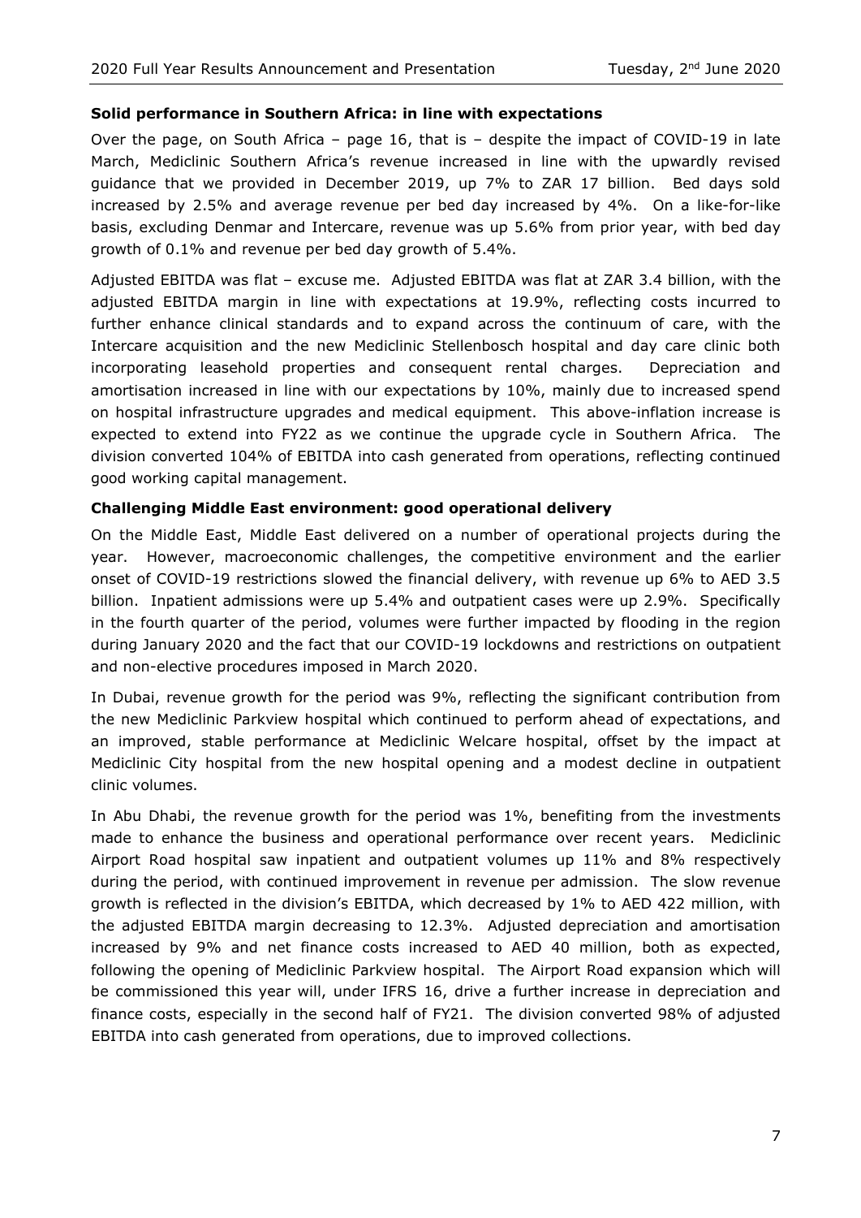**Solid performance in Southern Africa: in line with expectations**

Over the page, on South Africa – page 16, that is – despite the impact of COVID-19 in late March, Mediclinic Southern Africa's revenue increased in line with the upwardly revised guidance that we provided in December 2019, up 7% to ZAR 17 billion. Bed days sold increased by 2.5% and average revenue per bed day increased by 4%. On a like-for-like basis, excluding Denmar and Intercare, revenue was up 5.6% from prior year, with bed day growth of 0.1% and revenue per bed day growth of 5.4%.

Adjusted EBITDA was flat – excuse me. Adjusted EBITDA was flat at ZAR 3.4 billion, with the adjusted EBITDA margin in line with expectations at 19.9%, reflecting costs incurred to further enhance clinical standards and to expand across the continuum of care, with the Intercare acquisition and the new Mediclinic Stellenbosch hospital and day care clinic both incorporating leasehold properties and consequent rental charges. Depreciation and amortisation increased in line with our expectations by 10%, mainly due to increased spend on hospital infrastructure upgrades and medical equipment. This above-inflation increase is expected to extend into FY22 as we continue the upgrade cycle in Southern Africa. The division converted 104% of EBITDA into cash generated from operations, reflecting continued good working capital management.

**Challenging Middle East environment: good operational delivery**

On the Middle East, Middle East delivered on a number of operational projects during the year. However, macroeconomic challenges, the competitive environment and the earlier onset of COVID-19 restrictions slowed the financial delivery, with revenue up 6% to AED 3.5 billion. Inpatient admissions were up 5.4% and outpatient cases were up 2.9%. Specifically in the fourth quarter of the period, volumes were further impacted by flooding in the region during January 2020 and the fact that our COVID-19 lockdowns and restrictions on outpatient and non-elective procedures imposed in March 2020.

In Dubai, revenue growth for the period was 9%, reflecting the significant contribution from the new Mediclinic Parkview hospital which continued to perform ahead of expectations, and an improved, stable performance at Mediclinic Welcare hospital, offset by the impact at Mediclinic City hospital from the new hospital opening and a modest decline in outpatient clinic volumes.

In Abu Dhabi, the revenue growth for the period was 1%, benefiting from the investments made to enhance the business and operational performance over recent years. Mediclinic Airport Road hospital saw inpatient and outpatient volumes up 11% and 8% respectively during the period, with continued improvement in revenue per admission. The slow revenue growth is reflected in the division's EBITDA, which decreased by 1% to AED 422 million, with the adjusted EBITDA margin decreasing to 12.3%. Adjusted depreciation and amortisation increased by 9% and net finance costs increased to AED 40 million, both as expected, following the opening of Mediclinic Parkview hospital. The Airport Road expansion which will be commissioned this year will, under IFRS 16, drive a further increase in depreciation and finance costs, especially in the second half of FY21. The division converted 98% of adjusted EBITDA into cash generated from operations, due to improved collections.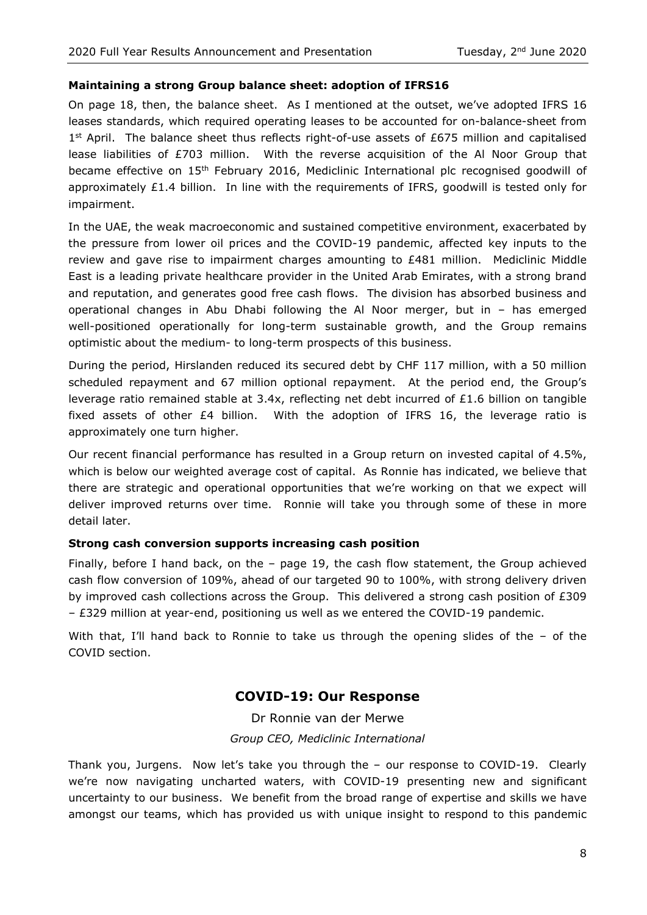**Maintaining a strong Group balance sheet: adoption of IFRS16**

On page 18, then, the balance sheet. As I mentioned at the outset, we've adopted IFRS 16 leases standards, which required operating leases to be accounted for on-balance-sheet from 1st April. The balance sheet thus reflects right-of-use assets of £675 million and capitalised lease liabilities of £703 million. With the reverse acquisition of the Al Noor Group that became effective on 15th February 2016, Mediclinic International plc recognised goodwill of approximately £1.4 billion. In line with the requirements of IFRS, goodwill is tested only for impairment.

In the UAE, the weak macroeconomic and sustained competitive environment, exacerbated by the pressure from lower oil prices and the COVID-19 pandemic, affected key inputs to the review and gave rise to impairment charges amounting to £481 million. Mediclinic Middle East is a leading private healthcare provider in the United Arab Emirates, with a strong brand and reputation, and generates good free cash flows. The division has absorbed business and operational changes in Abu Dhabi following the Al Noor merger, but in – has emerged well-positioned operationally for long-term sustainable growth, and the Group remains optimistic about the medium- to long-term prospects of this business.

During the period, Hirslanden reduced its secured debt by CHF 117 million, with a 50 million scheduled repayment and 67 million optional repayment. At the period end, the Group's leverage ratio remained stable at 3.4x, reflecting net debt incurred of £1.6 billion on tangible fixed assets of other £4 billion. With the adoption of IFRS 16, the leverage ratio is approximately one turn higher.

Our recent financial performance has resulted in a Group return on invested capital of 4.5%, which is below our weighted average cost of capital. As Ronnie has indicated, we believe that there are strategic and operational opportunities that we're working on that we expect will deliver improved returns over time. Ronnie will take you through some of these in more detail later.

**Strong cash conversion supports increasing cash position**

Finally, before I hand back, on the – page 19, the cash flow statement, the Group achieved cash flow conversion of 109%, ahead of our targeted 90 to 100%, with strong delivery driven by improved cash collections across the Group. This delivered a strong cash position of £309 – £329 million at year-end, positioning us well as we entered the COVID-19 pandemic.

With that, I'll hand back to Ronnie to take us through the opening slides of the – of the COVID section.

## COVID-19: Our Response

Dr Ronnie van der Merwe

*Group CEO, Mediclinic International*

Thank you, Jurgens. Now let's take you through the – our response to COVID-19. Clearly we're now navigating uncharted waters, with COVID-19 presenting new and significant uncertainty to our business. We benefit from the broad range of expertise and skills we have amongst our teams, which has provided us with unique insight to respond to this pandemic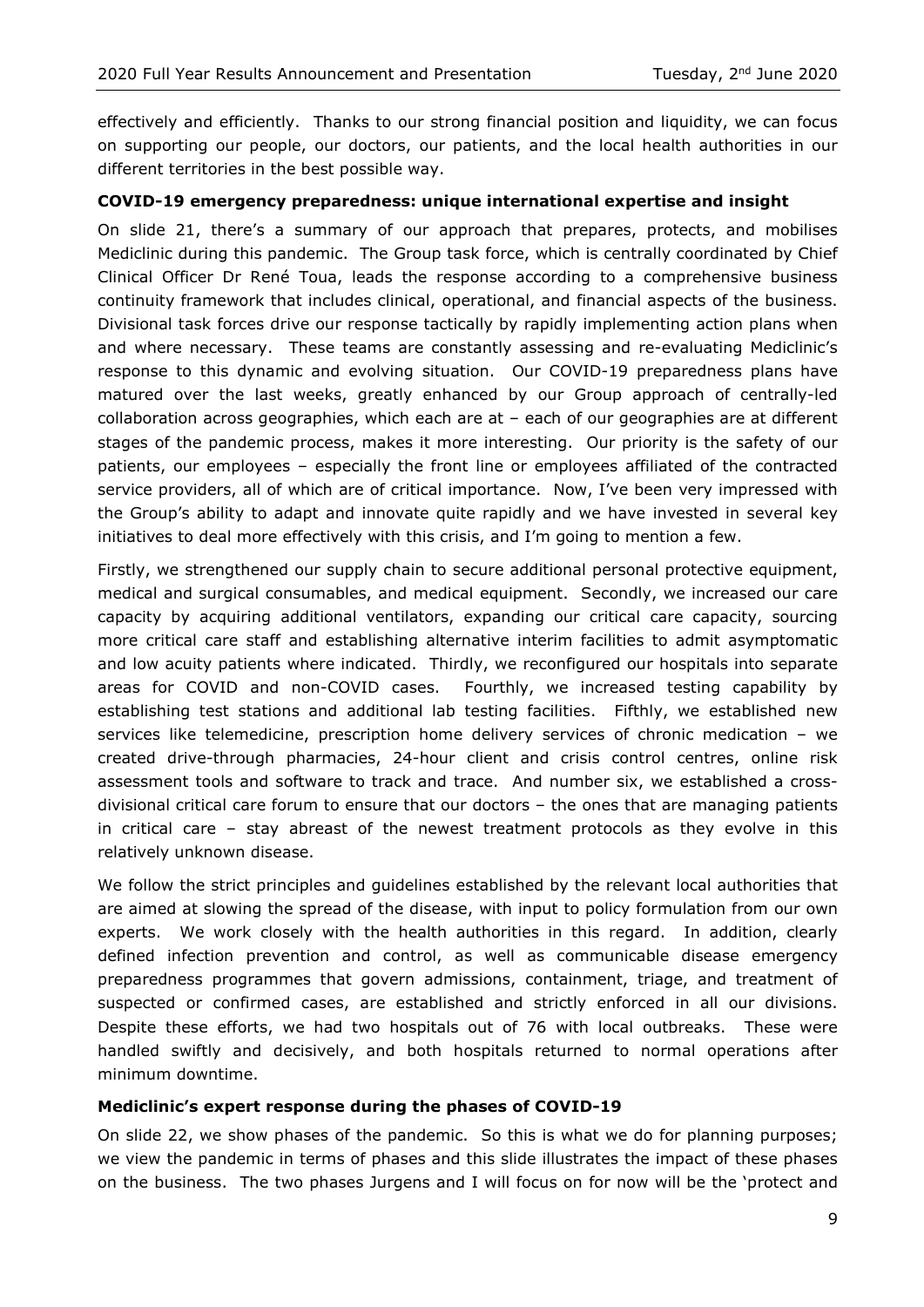effectively and efficiently. Thanks to our strong financial position and liquidity, we can focus on supporting our people, our doctors, our patients, and the local health authorities in our different territories in the best possible way.

**COVID-19 emergency preparedness: unique international expertise and insight**

On slide 21, there's a summary of our approach that prepares, protects, and mobilises Mediclinic during this pandemic. The Group task force, which is centrally coordinated by Chief Clinical Officer Dr René Toua, leads the response according to a comprehensive business continuity framework that includes clinical, operational, and financial aspects of the business. Divisional task forces drive our response tactically by rapidly implementing action plans when and where necessary. These teams are constantly assessing and re-evaluating Mediclinic's response to this dynamic and evolving situation. Our COVID-19 preparedness plans have matured over the last weeks, greatly enhanced by our Group approach of centrally-led collaboration across geographies, which each are at – each of our geographies are at different stages of the pandemic process, makes it more interesting. Our priority is the safety of our patients, our employees – especially the front line or employees affiliated of the contracted service providers, all of which are of critical importance. Now, I've been very impressed with the Group's ability to adapt and innovate quite rapidly and we have invested in several key initiatives to deal more effectively with this crisis, and I'm going to mention a few.

Firstly, we strengthened our supply chain to secure additional personal protective equipment, medical and surgical consumables, and medical equipment. Secondly, we increased our care capacity by acquiring additional ventilators, expanding our critical care capacity, sourcing more critical care staff and establishing alternative interim facilities to admit asymptomatic and low acuity patients where indicated. Thirdly, we reconfigured our hospitals into separate areas for COVID and non-COVID cases. Fourthly, we increased testing capability by establishing test stations and additional lab testing facilities. Fifthly, we established new services like telemedicine, prescription home delivery services of chronic medication – we created drive-through pharmacies, 24-hour client and crisis control centres, online risk assessment tools and software to track and trace. And number six, we established a cross-divisional critical care forum to ensure that our doctors – the ones that are managing patients in critical care – stay abreast of the newest treatment protocols as they evolve in this relatively unknown disease.

We follow the strict principles and guidelines established by the relevant local authorities that are aimed at slowing the spread of the disease, with input to policy formulation from our own experts. We work closely with the health authorities in this regard. In addition, clearly defined infection prevention and control, as well as communicable disease emergency preparedness programmes that govern admissions, containment, triage, and treatment of suspected or confirmed cases, are established and strictly enforced in all our divisions. Despite these efforts, we had two hospitals out of 76 with local outbreaks. These were handled swiftly and decisively, and both hospitals returned to normal operations after minimum downtime.

**Mediclinic's expert response during the phases of COVID-19**

On slide 22, we show phases of the pandemic. So this is what we do for planning purposes; we view the pandemic in terms of phases and this slide illustrates the impact of these phases on the business. The two phases Jurgens and I will focus on for now will be the 'protect and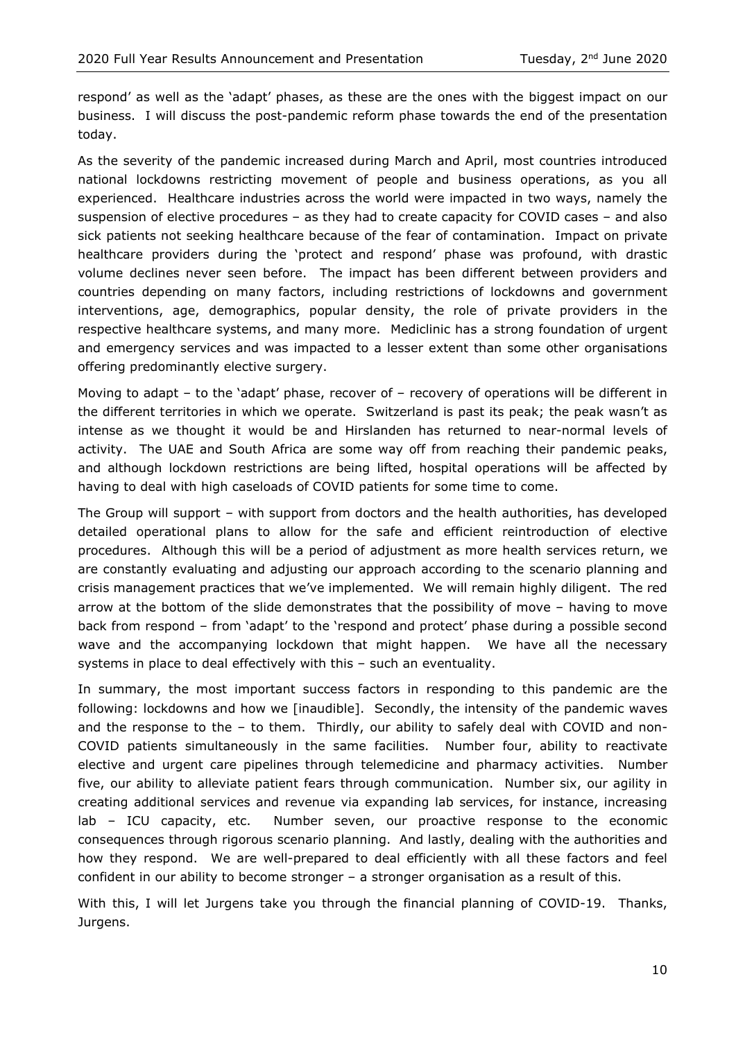respond' as well as the 'adapt' phases, as these are the ones with the biggest impact on our business. I will discuss the post-pandemic reform phase towards the end of the presentation today.

As the severity of the pandemic increased during March and April, most countries introduced national lockdowns restricting movement of people and business operations, as you all experienced. Healthcare industries across the world were impacted in two ways, namely the suspension of elective procedures – as they had to create capacity for COVID cases – and also sick patients not seeking healthcare because of the fear of contamination. Impact on private healthcare providers during the 'protect and respond' phase was profound, with drastic volume declines never seen before. The impact has been different between providers and countries depending on many factors, including restrictions of lockdowns and government interventions, age, demographics, popular density, the role of private providers in the respective healthcare systems, and many more. Mediclinic has a strong foundation of urgent and emergency services and was impacted to a lesser extent than some other organisations offering predominantly elective surgery.

Moving to adapt – to the 'adapt' phase, recover of – recovery of operations will be different in the different territories in which we operate. Switzerland is past its peak; the peak wasn't as intense as we thought it would be and Hirslanden has returned to near-normal levels of activity. The UAE and South Africa are some way off from reaching their pandemic peaks, and although lockdown restrictions are being lifted, hospital operations will be affected by having to deal with high caseloads of COVID patients for some time to come.

The Group will support – with support from doctors and the health authorities, has developed detailed operational plans to allow for the safe and efficient reintroduction of elective procedures. Although this will be a period of adjustment as more health services return, we are constantly evaluating and adjusting our approach according to the scenario planning and crisis management practices that we've implemented. We will remain highly diligent. The red arrow at the bottom of the slide demonstrates that the possibility of move – having to move back from respond – from 'adapt' to the 'respond and protect' phase during a possible second wave and the accompanying lockdown that might happen. We have all the necessary systems in place to deal effectively with this – such an eventuality.

In summary, the most important success factors in responding to this pandemic are the following: lockdowns and how we [inaudible]. Secondly, the intensity of the pandemic waves and the response to the – to them. Thirdly, our ability to safely deal with COVID and non-COVID patients simultaneously in the same facilities. Number four, ability to reactivate elective and urgent care pipelines through telemedicine and pharmacy activities. Number five, our ability to alleviate patient fears through communication. Number six, our agility in creating additional services and revenue via expanding lab services, for instance, increasing lab – ICU capacity, etc. Number seven, our proactive response to the economic consequences through rigorous scenario planning. And lastly, dealing with the authorities and how they respond. We are well-prepared to deal efficiently with all these factors and feel confident in our ability to become stronger – a stronger organisation as a result of this.

With this, I will let Jurgens take you through the financial planning of COVID-19. Thanks, Jurgens.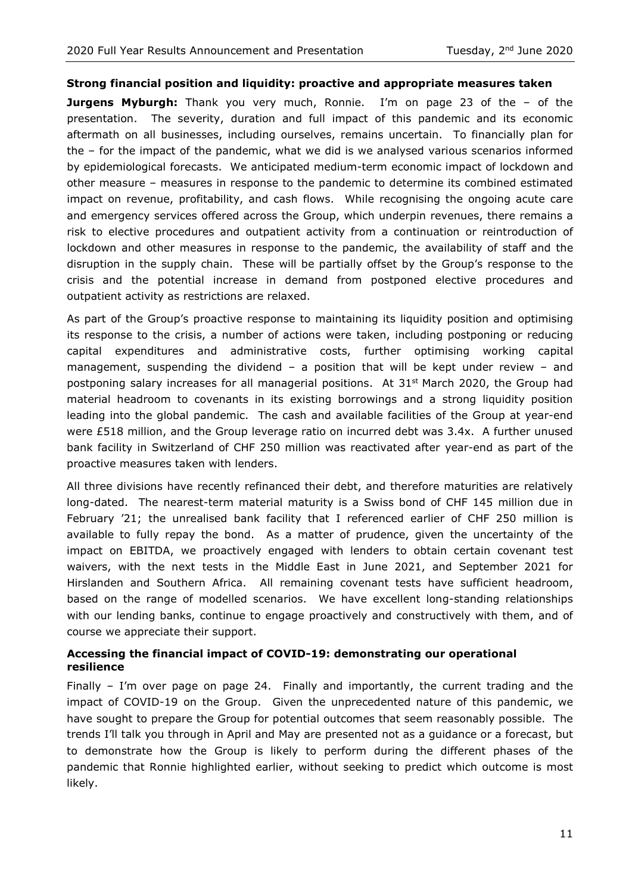### Strong financial position and liquidity: proactive and appropriate measures taken

**Jurgens Myburgh:** Thank you very much, Ronnie. I'm on page 23 of the – of the presentation. The severity, duration and full impact of this pandemic and its economic aftermath on all businesses, including ourselves, remains uncertain. To financially plan for the – for the impact of the pandemic, what we did is we analysed various scenarios informed by epidemiological forecasts. We anticipated medium-term economic impact of lockdown and other measure – measures in response to the pandemic to determine its combined estimated impact on revenue, profitability, and cash flows. While recognising the ongoing acute care and emergency services offered across the Group, which underpin revenues, there remains a risk to elective procedures and outpatient activity from a continuation or reintroduction of lockdown and other measures in response to the pandemic, the availability of staff and the disruption in the supply chain. These will be partially offset by the Group's response to the crisis and the potential increase in demand from postponed elective procedures and outpatient activity as restrictions are relaxed.

As part of the Group's proactive response to maintaining its liquidity position and optimising its response to the crisis, a number of actions were taken, including postponing or reducing capital expenditures and administrative costs, further optimising working capital management, suspending the dividend – a position that will be kept under review – and postponing salary increases for all managerial positions. At 31st March 2020, the Group had material headroom to covenants in its existing borrowings and a strong liquidity position leading into the global pandemic. The cash and available facilities of the Group at year-end were £518 million, and the Group leverage ratio on incurred debt was 3.4x. A further unused bank facility in Switzerland of CHF 250 million was reactivated after year-end as part of the proactive measures taken with lenders.

All three divisions have recently refinanced their debt, and therefore maturities are relatively long-dated. The nearest-term material maturity is a Swiss bond of CHF 145 million due in February '21; the unrealised bank facility that I referenced earlier of CHF 250 million is available to fully repay the bond. As a matter of prudence, given the uncertainty of the impact on EBITDA, we proactively engaged with lenders to obtain certain covenant test waivers, with the next tests in the Middle East in June 2021, and September 2021 for Hirslanden and Southern Africa. All remaining covenant tests have sufficient headroom, based on the range of modelled scenarios. We have excellent long-standing relationships with our lending banks, continue to engage proactively and constructively with them, and of course we appreciate their support.

### Accessing the financial impact of COVID-19: demonstrating our operational resilience

Finally – I'm over page on page 24. Finally and importantly, the current trading and the impact of COVID-19 on the Group. Given the unprecedented nature of this pandemic, we have sought to prepare the Group for potential outcomes that seem reasonably possible. The trends I'll talk you through in April and May are presented not as a guidance or a forecast, but to demonstrate how the Group is likely to perform during the different phases of the pandemic that Ronnie highlighted earlier, without seeking to predict which outcome is most likely.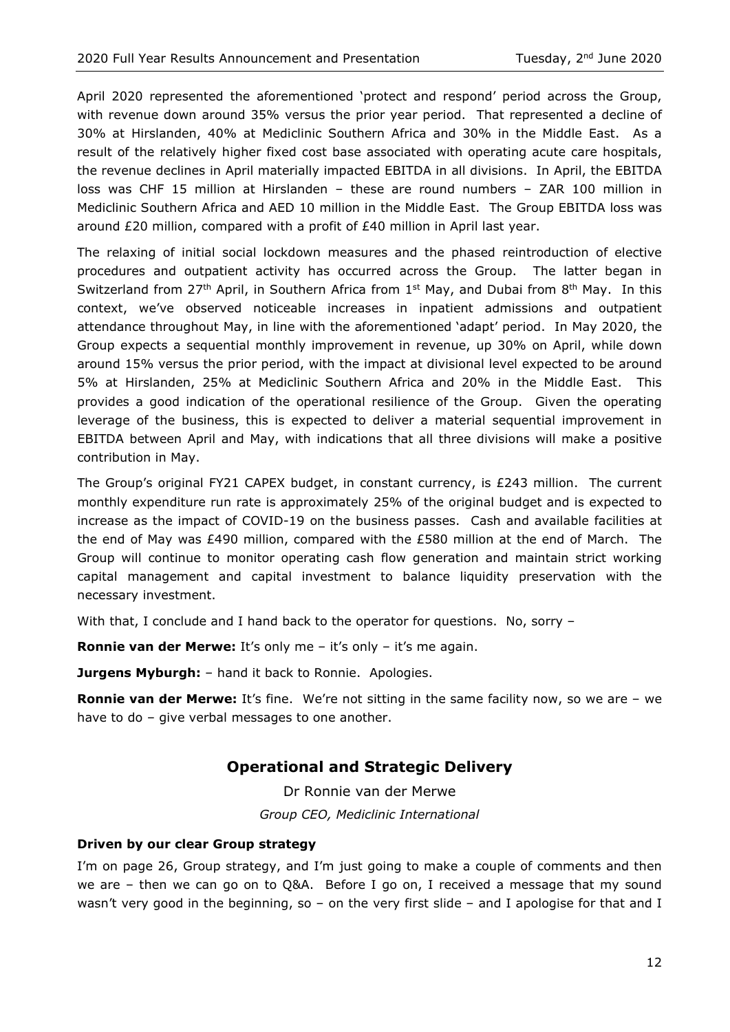April 2020 represented the aforementioned 'protect and respond' period across the Group, with revenue down around 35% versus the prior year period. That represented a decline of 30% at Hirslanden, 40% at Mediclinic Southern Africa and 30% in the Middle East. As a result of the relatively higher fixed cost base associated with operating acute care hospitals, the revenue declines in April materially impacted EBITDA in all divisions. In April, the EBITDA loss was CHF 15 million at Hirslanden – these are round numbers – ZAR 100 million in Mediclinic Southern Africa and AED 10 million in the Middle East. The Group EBITDA loss was around £20 million, compared with a profit of £40 million in April last year.

The relaxing of initial social lockdown measures and the phased reintroduction of elective procedures and outpatient activity has occurred across the Group. The latter began in Switzerland from 27th April, in Southern Africa from 1st May, and Dubai from 8th May. In this context, we've observed noticeable increases in inpatient admissions and outpatient attendance throughout May, in line with the aforementioned 'adapt' period. In May 2020, the Group expects a sequential monthly improvement in revenue, up 30% on April, while down around 15% versus the prior period, with the impact at divisional level expected to be around 5% at Hirslanden, 25% at Mediclinic Southern Africa and 20% in the Middle East. This provides a good indication of the operational resilience of the Group. Given the operating leverage of the business, this is expected to deliver a material sequential improvement in EBITDA between April and May, with indications that all three divisions will make a positive contribution in May.

The Group's original FY21 CAPEX budget, in constant currency, is £243 million. The current monthly expenditure run rate is approximately 25% of the original budget and is expected to increase as the impact of COVID-19 on the business passes. Cash and available facilities at the end of May was £490 million, compared with the £580 million at the end of March. The Group will continue to monitor operating cash flow generation and maintain strict working capital management and capital investment to balance liquidity preservation with the necessary investment.

With that, I conclude and I hand back to the operator for questions. No, sorry –

**Ronnie van der Merwe:** It's only me – it's only – it's me again.

**Jurgens Myburgh:** – hand it back to Ronnie. Apologies.

**Ronnie van der Merwe:** It's fine. We're not sitting in the same facility now, so we are – we have to do – give verbal messages to one another.

## Operational and Strategic Delivery

Dr Ronnie van der Merwe

*Group CEO, Mediclinic International*

### Driven by our clear Group strategy

I'm on page 26, Group strategy, and I'm just going to make a couple of comments and then we are – then we can go on to Q&A. Before I go on, I received a message that my sound wasn't very good in the beginning, so – on the very first slide – and I apologise for that and I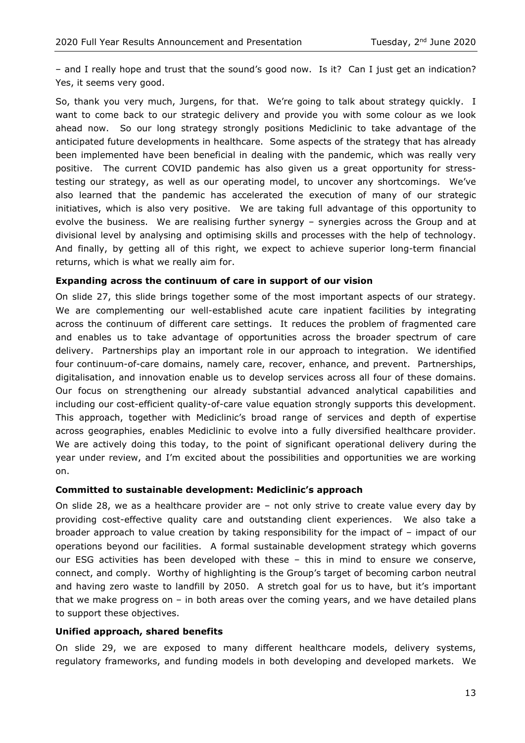– and I really hope and trust that the sound's good now. Is it? Can I just get an indication? Yes, it seems very good.

So, thank you very much, Jurgens, for that. We're going to talk about strategy quickly. I want to come back to our strategic delivery and provide you with some colour as we look ahead now. So our long strategy strongly positions Mediclinic to take advantage of the anticipated future developments in healthcare. Some aspects of the strategy that has already been implemented have been beneficial in dealing with the pandemic, which was really very positive. The current COVID pandemic has also given us a great opportunity for stress-testing our strategy, as well as our operating model, to uncover any shortcomings. We've also learned that the pandemic has accelerated the execution of many of our strategic initiatives, which is also very positive. We are taking full advantage of this opportunity to evolve the business. We are realising further synergy – synergies across the Group and at divisional level by analysing and optimising skills and processes with the help of technology. And finally, by getting all of this right, we expect to achieve superior long-term financial returns, which is what we really aim for.

**Expanding across the continuum of care in support of our vision**

On slide 27, this slide brings together some of the most important aspects of our strategy. We are complementing our well-established acute care inpatient facilities by integrating across the continuum of different care settings. It reduces the problem of fragmented care and enables us to take advantage of opportunities across the broader spectrum of care delivery. Partnerships play an important role in our approach to integration. We identified four continuum-of-care domains, namely care, recover, enhance, and prevent. Partnerships, digitalisation, and innovation enable us to develop services across all four of these domains. Our focus on strengthening our already substantial advanced analytical capabilities and including our cost-efficient quality-of-care value equation strongly supports this development. This approach, together with Mediclinic's broad range of services and depth of expertise across geographies, enables Mediclinic to evolve into a fully diversified healthcare provider. We are actively doing this today, to the point of significant operational delivery during the year under review, and I'm excited about the possibilities and opportunities we are working on.

**Committed to sustainable development: Mediclinic's approach**

On slide 28, we as a healthcare provider are – not only strive to create value every day by providing cost-effective quality care and outstanding client experiences. We also take a broader approach to value creation by taking responsibility for the impact of – impact of our operations beyond our facilities. A formal sustainable development strategy which governs our ESG activities has been developed with these – this in mind to ensure we conserve, connect, and comply. Worthy of highlighting is the Group's target of becoming carbon neutral and having zero waste to landfill by 2050. A stretch goal for us to have, but it's important that we make progress on – in both areas over the coming years, and we have detailed plans to support these objectives.

**Unified approach, shared benefits**

On slide 29, we are exposed to many different healthcare models, delivery systems, regulatory frameworks, and funding models in both developing and developed markets. We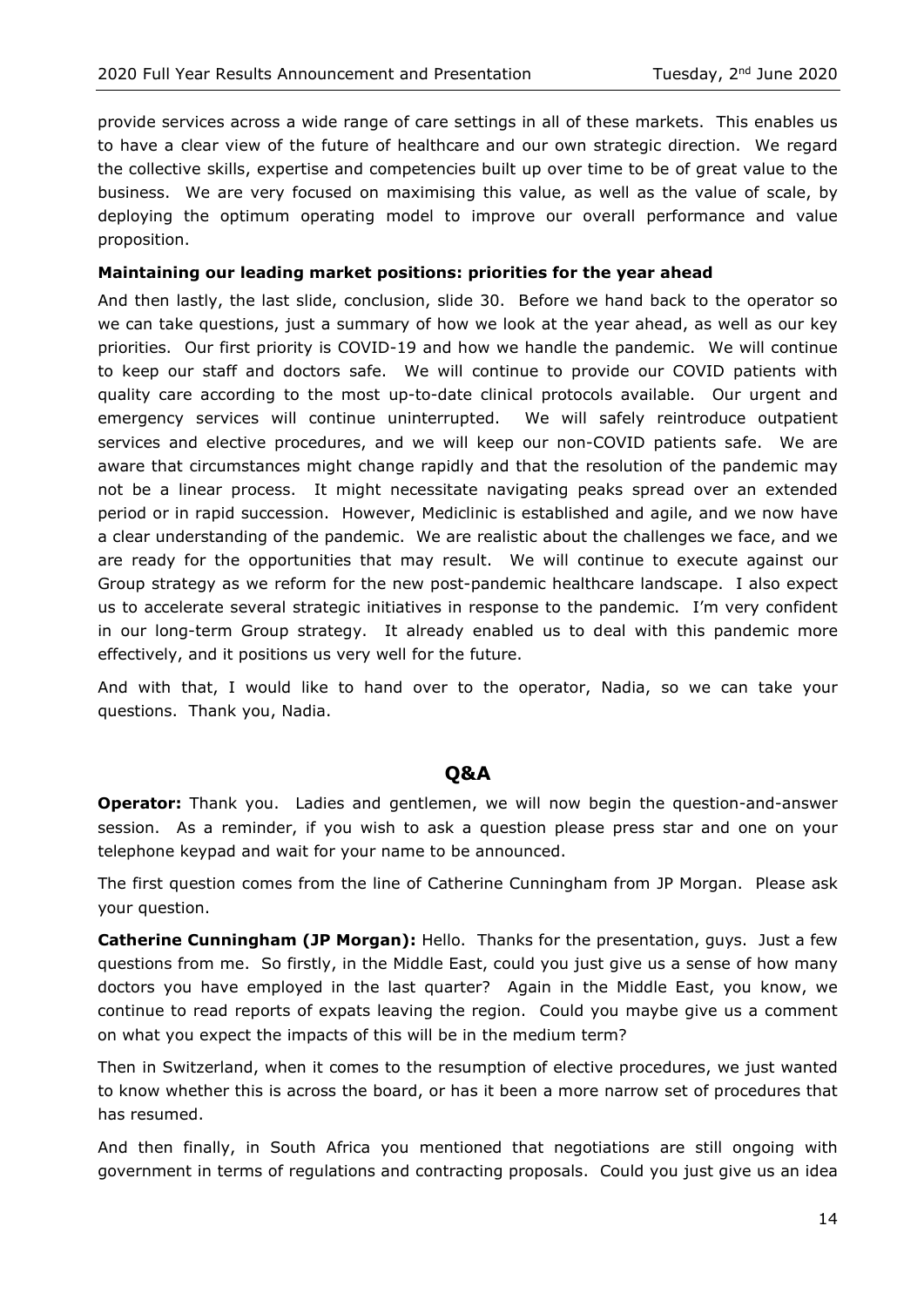provide services across a wide range of care settings in all of these markets. This enables us to have a clear view of the future of healthcare and our own strategic direction. We regard the collective skills, expertise and competencies built up over time to be of great value to the business. We are very focused on maximising this value, as well as the value of scale, by deploying the optimum operating model to improve our overall performance and value proposition.

**Maintaining our leading market positions: priorities for the year ahead**

And then lastly, the last slide, conclusion, slide 30. Before we hand back to the operator so we can take questions, just a summary of how we look at the year ahead, as well as our key priorities. Our first priority is COVID-19 and how we handle the pandemic. We will continue to keep our staff and doctors safe. We will continue to provide our COVID patients with quality care according to the most up-to-date clinical protocols available. Our urgent and emergency services will continue uninterrupted. We will safely reintroduce outpatient services and elective procedures, and we will keep our non-COVID patients safe. We are aware that circumstances might change rapidly and that the resolution of the pandemic may not be a linear process. It might necessitate navigating peaks spread over an extended period or in rapid succession. However, Mediclinic is established and agile, and we now have a clear understanding of the pandemic. We are realistic about the challenges we face, and we are ready for the opportunities that may result. We will continue to execute against our Group strategy as we reform for the new post-pandemic healthcare landscape. I also expect us to accelerate several strategic initiatives in response to the pandemic. I'm very confident in our long-term Group strategy. It already enabled us to deal with this pandemic more effectively, and it positions us very well for the future.

And with that, I would like to hand over to the operator, Nadia, so we can take your questions. Thank you, Nadia.

## Q&A

**Operator:** Thank you. Ladies and gentlemen, we will now begin the question-and-answer session. As a reminder, if you wish to ask a question please press star and one on your telephone keypad and wait for your name to be announced.

The first question comes from the line of Catherine Cunningham from JP Morgan. Please ask your question.

**Catherine Cunningham (JP Morgan):** Hello. Thanks for the presentation, guys. Just a few questions from me. So firstly, in the Middle East, could you just give us a sense of how many doctors you have employed in the last quarter? Again in the Middle East, you know, we continue to read reports of expats leaving the region. Could you maybe give us a comment on what you expect the impacts of this will be in the medium term?

Then in Switzerland, when it comes to the resumption of elective procedures, we just wanted to know whether this is across the board, or has it been a more narrow set of procedures that has resumed.

And then finally, in South Africa you mentioned that negotiations are still ongoing with government in terms of regulations and contracting proposals. Could you just give us an idea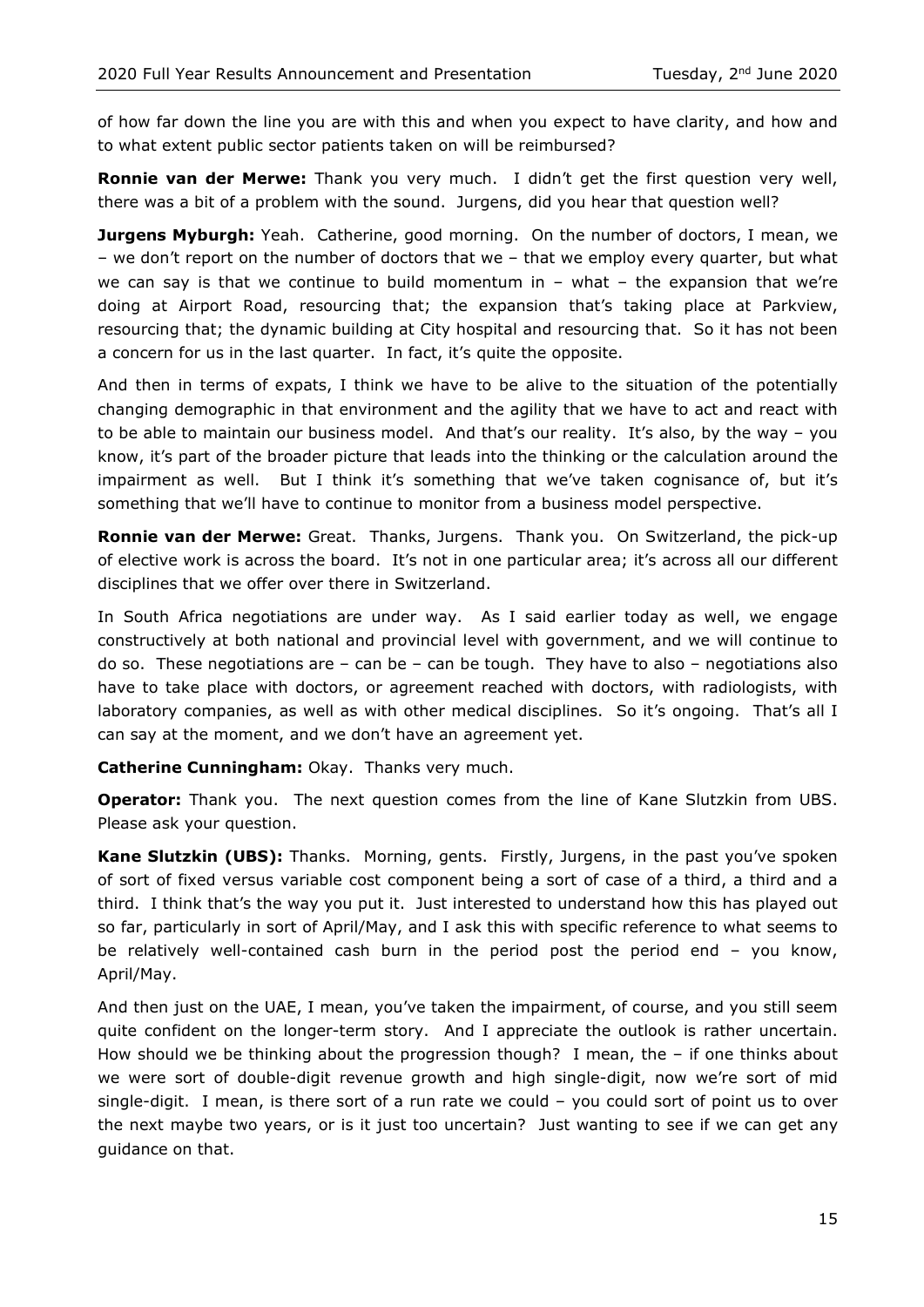of how far down the line you are with this and when you expect to have clarity, and how and to what extent public sector patients taken on will be reimbursed?

**Ronnie van der Merwe:** Thank you very much. I didn't get the first question very well, there was a bit of a problem with the sound. Jurgens, did you hear that question well?

**Jurgens Myburgh:** Yeah. Catherine, good morning. On the number of doctors, I mean, we – we don't report on the number of doctors that we – that we employ every quarter, but what we can say is that we continue to build momentum in – what – the expansion that we're doing at Airport Road, resourcing that; the expansion that's taking place at Parkview, resourcing that; the dynamic building at City hospital and resourcing that. So it has not been a concern for us in the last quarter. In fact, it's quite the opposite.

And then in terms of expats, I think we have to be alive to the situation of the potentially changing demographic in that environment and the agility that we have to act and react with to be able to maintain our business model. And that's our reality. It's also, by the way – you know, it's part of the broader picture that leads into the thinking or the calculation around the impairment as well. But I think it's something that we've taken cognisance of, but it's something that we'll have to continue to monitor from a business model perspective.

**Ronnie van der Merwe:** Great. Thanks, Jurgens. Thank you. On Switzerland, the pick-up of elective work is across the board. It's not in one particular area; it's across all our different disciplines that we offer over there in Switzerland.

In South Africa negotiations are under way. As I said earlier today as well, we engage constructively at both national and provincial level with government, and we will continue to do so. These negotiations are – can be – can be tough. They have to also – negotiations also have to take place with doctors, or agreement reached with doctors, with radiologists, with laboratory companies, as well as with other medical disciplines. So it's ongoing. That's all I can say at the moment, and we don't have an agreement yet.

**Catherine Cunningham:** Okay. Thanks very much.

**Operator:** Thank you. The next question comes from the line of Kane Slutzkin from UBS. Please ask your question.

**Kane Slutzkin (UBS):** Thanks. Morning, gents. Firstly, Jurgens, in the past you've spoken of sort of fixed versus variable cost component being a sort of case of a third, a third and a third. I think that's the way you put it. Just interested to understand how this has played out so far, particularly in sort of April/May, and I ask this with specific reference to what seems to be relatively well-contained cash burn in the period post the period end – you know, April/May.

And then just on the UAE, I mean, you've taken the impairment, of course, and you still seem quite confident on the longer-term story. And I appreciate the outlook is rather uncertain. How should we be thinking about the progression though? I mean, the – if one thinks about we were sort of double-digit revenue growth and high single-digit, now we're sort of mid single-digit. I mean, is there sort of a run rate we could – you could sort of point us to over the next maybe two years, or is it just too uncertain? Just wanting to see if we can get any guidance on that.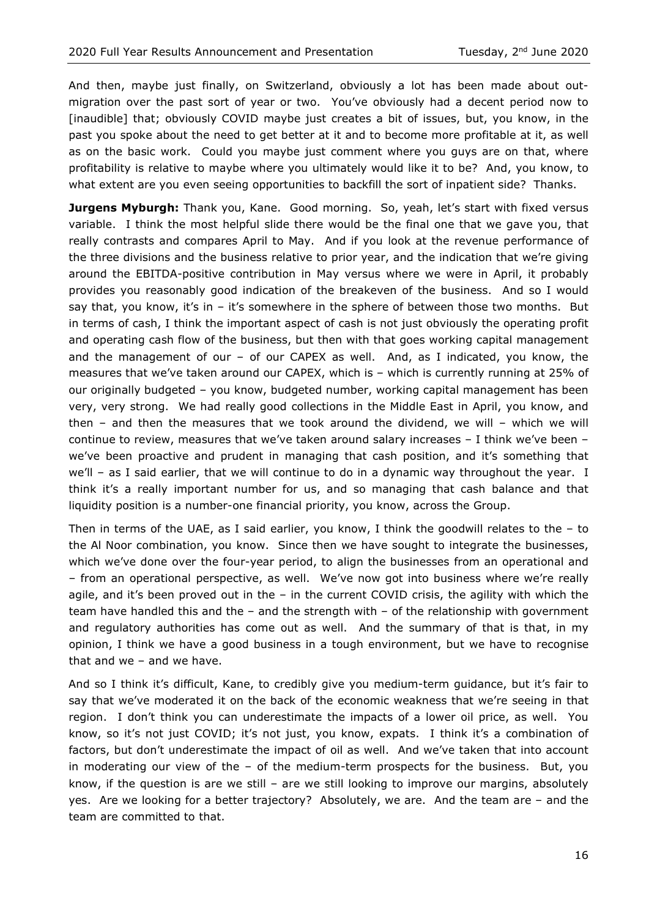And then, maybe just finally, on Switzerland, obviously a lot has been made about out-migration over the past sort of year or two. You've obviously had a decent period now to [inaudible] that; obviously COVID maybe just creates a bit of issues, but, you know, in the past you spoke about the need to get better at it and to become more profitable at it, as well as on the basic work. Could you maybe just comment where you guys are on that, where profitability is relative to maybe where you ultimately would like it to be? And, you know, to what extent are you even seeing opportunities to backfill the sort of inpatient side? Thanks.

**Jurgens Myburgh:** Thank you, Kane. Good morning. So, yeah, let's start with fixed versus variable. I think the most helpful slide there would be the final one that we gave you, that really contrasts and compares April to May. And if you look at the revenue performance of the three divisions and the business relative to prior year, and the indication that we're giving around the EBITDA-positive contribution in May versus where we were in April, it probably provides you reasonably good indication of the breakeven of the business. And so I would say that, you know, it's in – it's somewhere in the sphere of between those two months. But in terms of cash, I think the important aspect of cash is not just obviously the operating profit and operating cash flow of the business, but then with that goes working capital management and the management of our – of our CAPEX as well. And, as I indicated, you know, the measures that we've taken around our CAPEX, which is – which is currently running at 25% of our originally budgeted – you know, budgeted number, working capital management has been very, very strong. We had really good collections in the Middle East in April, you know, and then – and then the measures that we took around the dividend, we will – which we will continue to review, measures that we've taken around salary increases – I think we've been – we've been proactive and prudent in managing that cash position, and it's something that we'll – as I said earlier, that we will continue to do in a dynamic way throughout the year. I think it's a really important number for us, and so managing that cash balance and that liquidity position is a number-one financial priority, you know, across the Group.

Then in terms of the UAE, as I said earlier, you know, I think the goodwill relates to the – to the Al Noor combination, you know. Since then we have sought to integrate the businesses, which we've done over the four-year period, to align the businesses from an operational and – from an operational perspective, as well. We've now got into business where we're really agile, and it's been proved out in the – in the current COVID crisis, the agility with which the team have handled this and the – and the strength with – of the relationship with government and regulatory authorities has come out as well. And the summary of that is that, in my opinion, I think we have a good business in a tough environment, but we have to recognise that and we – and we have.

And so I think it's difficult, Kane, to credibly give you medium-term guidance, but it's fair to say that we've moderated it on the back of the economic weakness that we're seeing in that region. I don't think you can underestimate the impacts of a lower oil price, as well. You know, so it's not just COVID; it's not just, you know, expats. I think it's a combination of factors, but don't underestimate the impact of oil as well. And we've taken that into account in moderating our view of the – of the medium-term prospects for the business. But, you know, if the question is are we still – are we still looking to improve our margins, absolutely yes. Are we looking for a better trajectory? Absolutely, we are. And the team are – and the team are committed to that.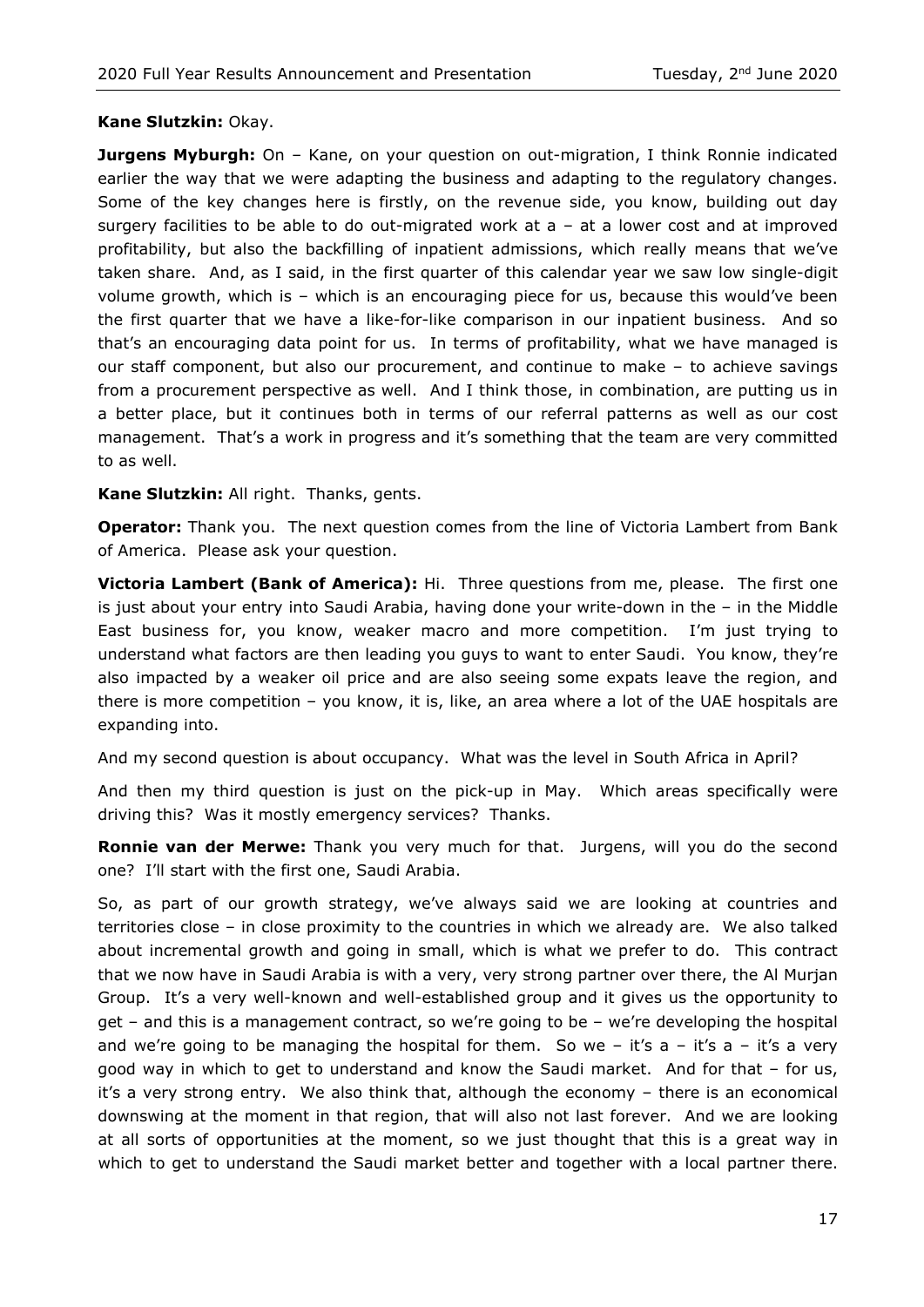**Kane Slutzkin:** Okay.

**Jurgens Myburgh:** On – Kane, on your question on out-migration, I think Ronnie indicated earlier the way that we were adapting the business and adapting to the regulatory changes. Some of the key changes here is firstly, on the revenue side, you know, building out day surgery facilities to be able to do out-migrated work at a – at a lower cost and at improved profitability, but also the backfilling of inpatient admissions, which really means that we've taken share. And, as I said, in the first quarter of this calendar year we saw low single-digit volume growth, which is – which is an encouraging piece for us, because this would've been the first quarter that we have a like-for-like comparison in our inpatient business. And so that's an encouraging data point for us. In terms of profitability, what we have managed is our staff component, but also our procurement, and continue to make – to achieve savings from a procurement perspective as well. And I think those, in combination, are putting us in a better place, but it continues both in terms of our referral patterns as well as our cost management. That's a work in progress and it's something that the team are very committed to as well.

**Kane Slutzkin:** All right. Thanks, gents.

**Operator:** Thank you. The next question comes from the line of Victoria Lambert from Bank of America. Please ask your question.

**Victoria Lambert (Bank of America):** Hi. Three questions from me, please. The first one is just about your entry into Saudi Arabia, having done your write-down in the – in the Middle East business for, you know, weaker macro and more competition. I'm just trying to understand what factors are then leading you guys to want to enter Saudi. You know, they're also impacted by a weaker oil price and are also seeing some expats leave the region, and there is more competition – you know, it is, like, an area where a lot of the UAE hospitals are expanding into.

And my second question is about occupancy. What was the level in South Africa in April?

And then my third question is just on the pick-up in May. Which areas specifically were driving this? Was it mostly emergency services? Thanks.

**Ronnie van der Merwe:** Thank you very much for that. Jurgens, will you do the second one? I'll start with the first one, Saudi Arabia.

So, as part of our growth strategy, we've always said we are looking at countries and territories close – in close proximity to the countries in which we already are. We also talked about incremental growth and going in small, which is what we prefer to do. This contract that we now have in Saudi Arabia is with a very, very strong partner over there, the Al Murjan Group. It's a very well-known and well-established group and it gives us the opportunity to get – and this is a management contract, so we're going to be – we're developing the hospital and we're going to be managing the hospital for them. So we – it's a – it's a – it's a very good way in which to get to understand and know the Saudi market. And for that – for us, it's a very strong entry. We also think that, although the economy – there is an economical downswing at the moment in that region, that will also not last forever. And we are looking at all sorts of opportunities at the moment, so we just thought that this is a great way in which to get to understand the Saudi market better and together with a local partner there.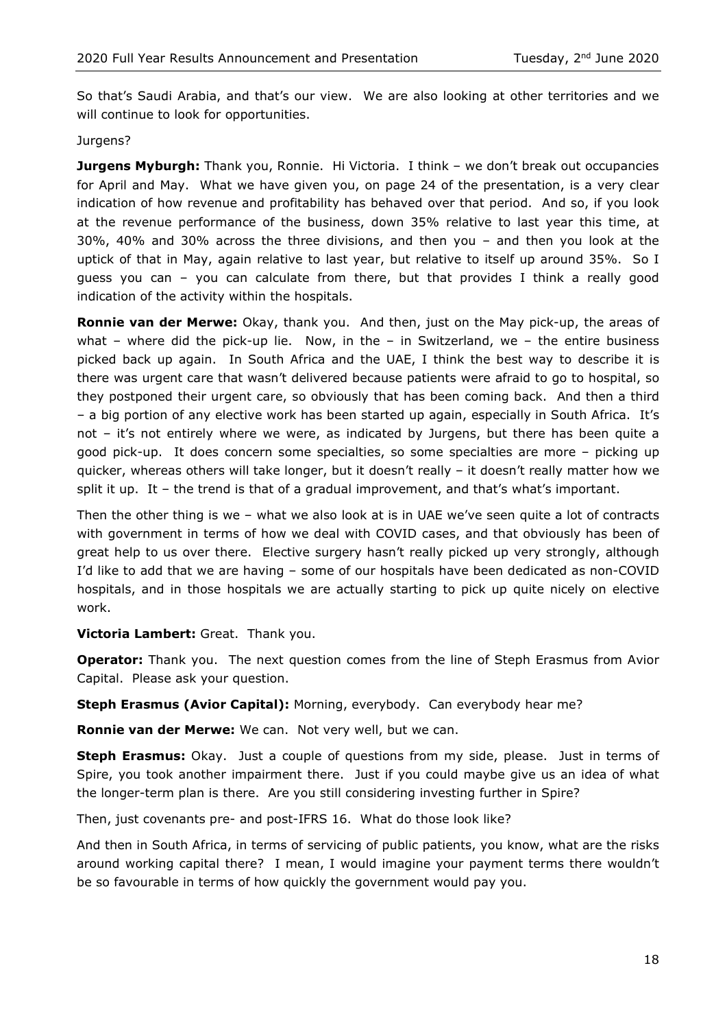So that's Saudi Arabia, and that's our view. We are also looking at other territories and we will continue to look for opportunities.

Jurgens?

**Jurgens Myburgh:** Thank you, Ronnie. Hi Victoria. I think – we don't break out occupancies for April and May. What we have given you, on page 24 of the presentation, is a very clear indication of how revenue and profitability has behaved over that period. And so, if you look at the revenue performance of the business, down 35% relative to last year this time, at 30%, 40% and 30% across the three divisions, and then you – and then you look at the uptick of that in May, again relative to last year, but relative to itself up around 35%. So I guess you can – you can calculate from there, but that provides I think a really good indication of the activity within the hospitals.

**Ronnie van der Merwe:** Okay, thank you. And then, just on the May pick-up, the areas of what – where did the pick-up lie. Now, in the – in Switzerland, we – the entire business picked back up again. In South Africa and the UAE, I think the best way to describe it is there was urgent care that wasn't delivered because patients were afraid to go to hospital, so they postponed their urgent care, so obviously that has been coming back. And then a third – a big portion of any elective work has been started up again, especially in South Africa. It's not – it's not entirely where we were, as indicated by Jurgens, but there has been quite a good pick-up. It does concern some specialties, so some specialties are more – picking up quicker, whereas others will take longer, but it doesn't really – it doesn't really matter how we split it up. It – the trend is that of a gradual improvement, and that's what's important.

Then the other thing is we – what we also look at is in UAE we've seen quite a lot of contracts with government in terms of how we deal with COVID cases, and that obviously has been of great help to us over there. Elective surgery hasn't really picked up very strongly, although I'd like to add that we are having – some of our hospitals have been dedicated as non-COVID hospitals, and in those hospitals we are actually starting to pick up quite nicely on elective work.

**Victoria Lambert:** Great. Thank you.

**Operator:** Thank you. The next question comes from the line of Steph Erasmus from Avior Capital. Please ask your question.

**Steph Erasmus (Avior Capital):** Morning, everybody. Can everybody hear me?

**Ronnie van der Merwe:** We can. Not very well, but we can.

**Steph Erasmus:** Okay. Just a couple of questions from my side, please. Just in terms of Spire, you took another impairment there. Just if you could maybe give us an idea of what the longer-term plan is there. Are you still considering investing further in Spire?

Then, just covenants pre- and post-IFRS 16. What do those look like?

And then in South Africa, in terms of servicing of public patients, you know, what are the risks around working capital there? I mean, I would imagine your payment terms there wouldn't be so favourable in terms of how quickly the government would pay you.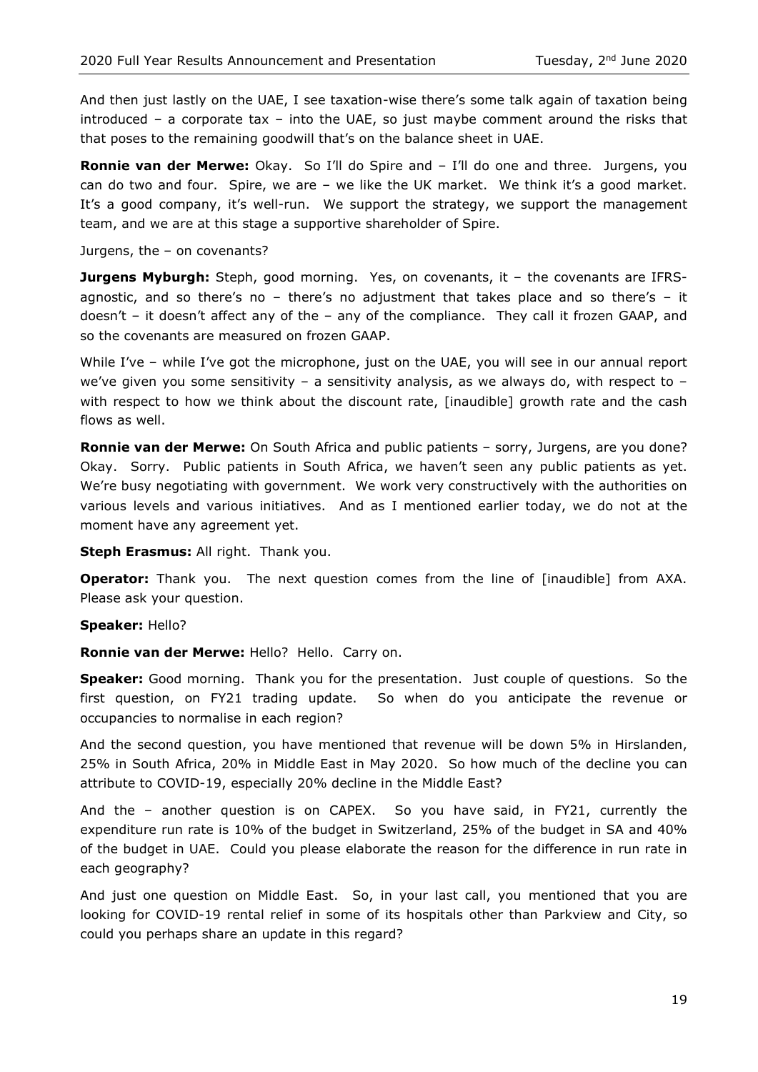And then just lastly on the UAE, I see taxation-wise there's some talk again of taxation being introduced – a corporate tax – into the UAE, so just maybe comment around the risks that that poses to the remaining goodwill that's on the balance sheet in UAE.

**Ronnie van der Merwe:** Okay. So I'll do Spire and – I'll do one and three. Jurgens, you can do two and four. Spire, we are – we like the UK market. We think it's a good market. It's a good company, it's well-run. We support the strategy, we support the management team, and we are at this stage a supportive shareholder of Spire.

Jurgens, the – on covenants?

**Jurgens Myburgh:** Steph, good morning. Yes, on covenants, it – the covenants are IFRS-agnostic, and so there's no – there's no adjustment that takes place and so there's – it doesn't – it doesn't affect any of the – any of the compliance. They call it frozen GAAP, and so the covenants are measured on frozen GAAP.

While I've – while I've got the microphone, just on the UAE, you will see in our annual report we've given you some sensitivity – a sensitivity analysis, as we always do, with respect to – with respect to how we think about the discount rate, [inaudible] growth rate and the cash flows as well.

**Ronnie van der Merwe:** On South Africa and public patients – sorry, Jurgens, are you done? Okay. Sorry. Public patients in South Africa, we haven't seen any public patients as yet. We're busy negotiating with government. We work very constructively with the authorities on various levels and various initiatives. And as I mentioned earlier today, we do not at the moment have any agreement yet.

**Steph Erasmus:** All right. Thank you.

**Operator:** Thank you. The next question comes from the line of [inaudible] from AXA. Please ask your question.

**Speaker:** Hello?

**Ronnie van der Merwe:** Hello? Hello. Carry on.

**Speaker:** Good morning. Thank you for the presentation. Just couple of questions. So the first question, on FY21 trading update. So when do you anticipate the revenue or occupancies to normalise in each region?

And the second question, you have mentioned that revenue will be down 5% in Hirslanden, 25% in South Africa, 20% in Middle East in May 2020. So how much of the decline you can attribute to COVID-19, especially 20% decline in the Middle East?

And the – another question is on CAPEX. So you have said, in FY21, currently the expenditure run rate is 10% of the budget in Switzerland, 25% of the budget in SA and 40% of the budget in UAE. Could you please elaborate the reason for the difference in run rate in each geography?

And just one question on Middle East. So, in your last call, you mentioned that you are looking for COVID-19 rental relief in some of its hospitals other than Parkview and City, so could you perhaps share an update in this regard?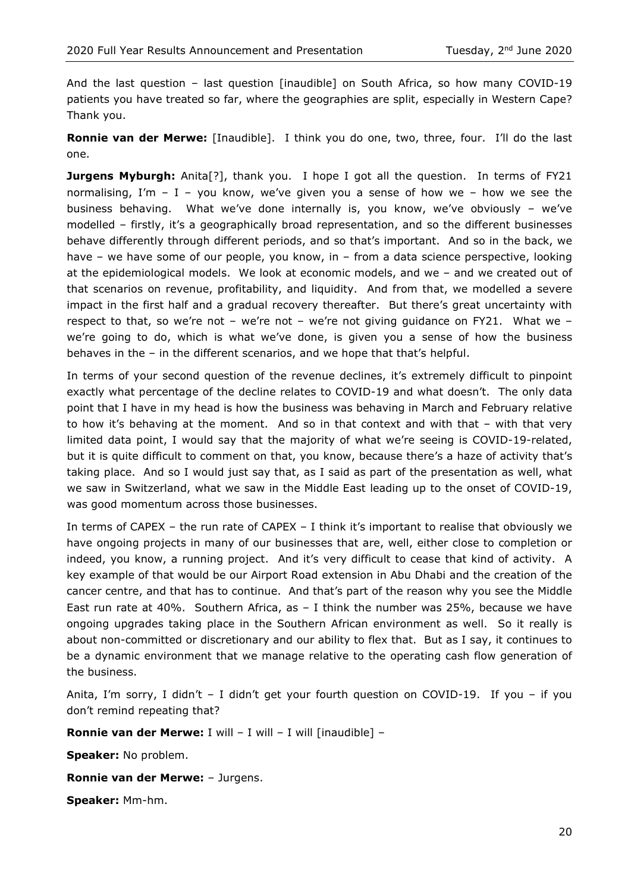And the last question – last question [inaudible] on South Africa, so how many COVID-19 patients you have treated so far, where the geographies are split, especially in Western Cape? Thank you.

**Ronnie van der Merwe:** [Inaudible]. I think you do one, two, three, four. I'll do the last one.

**Jurgens Myburgh:** Anita[?], thank you. I hope I got all the question. In terms of FY21 normalising, I'm – I – you know, we've given you a sense of how we – how we see the business behaving. What we've done internally is, you know, we've obviously – we've modelled – firstly, it's a geographically broad representation, and so the different businesses behave differently through different periods, and so that's important. And so in the back, we have – we have some of our people, you know, in – from a data science perspective, looking at the epidemiological models. We look at economic models, and we – and we created out of that scenarios on revenue, profitability, and liquidity. And from that, we modelled a severe impact in the first half and a gradual recovery thereafter. But there's great uncertainty with respect to that, so we're not – we're not – we're not giving guidance on FY21. What we – we're going to do, which is what we've done, is given you a sense of how the business behaves in the – in the different scenarios, and we hope that that's helpful.

In terms of your second question of the revenue declines, it's extremely difficult to pinpoint exactly what percentage of the decline relates to COVID-19 and what doesn't. The only data point that I have in my head is how the business was behaving in March and February relative to how it's behaving at the moment. And so in that context and with that – with that very limited data point, I would say that the majority of what we're seeing is COVID-19-related, but it is quite difficult to comment on that, you know, because there's a haze of activity that's taking place. And so I would just say that, as I said as part of the presentation as well, what we saw in Switzerland, what we saw in the Middle East leading up to the onset of COVID-19, was good momentum across those businesses.

In terms of CAPEX – the run rate of CAPEX – I think it's important to realise that obviously we have ongoing projects in many of our businesses that are, well, either close to completion or indeed, you know, a running project. And it's very difficult to cease that kind of activity. A key example of that would be our Airport Road extension in Abu Dhabi and the creation of the cancer centre, and that has to continue. And that's part of the reason why you see the Middle East run rate at 40%. Southern Africa, as – I think the number was 25%, because we have ongoing upgrades taking place in the Southern African environment as well. So it really is about non-committed or discretionary and our ability to flex that. But as I say, it continues to be a dynamic environment that we manage relative to the operating cash flow generation of the business.

Anita, I'm sorry, I didn't – I didn't get your fourth question on COVID-19. If you – if you don't remind repeating that?

**Ronnie van der Merwe:** I will – I will – I will [inaudible] –

**Speaker:** No problem.

**Ronnie van der Merwe:** – Jurgens.

**Speaker:** Mm-hm.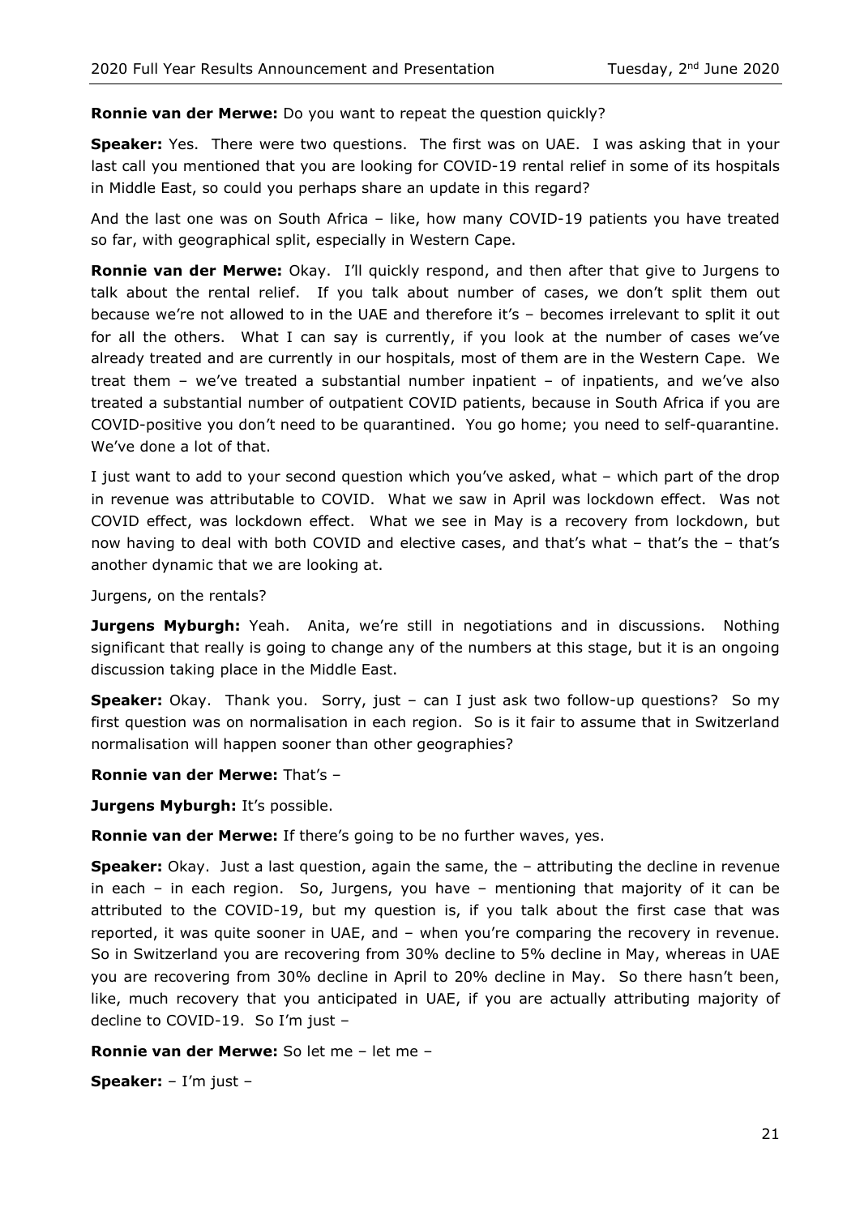**Ronnie van der Merwe:** Do you want to repeat the question quickly?

**Speaker:** Yes. There were two questions. The first was on UAE. I was asking that in your last call you mentioned that you are looking for COVID-19 rental relief in some of its hospitals in Middle East, so could you perhaps share an update in this regard?

And the last one was on South Africa – like, how many COVID-19 patients you have treated so far, with geographical split, especially in Western Cape.

**Ronnie van der Merwe:** Okay. I'll quickly respond, and then after that give to Jurgens to talk about the rental relief. If you talk about number of cases, we don't split them out because we're not allowed to in the UAE and therefore it's – becomes irrelevant to split it out for all the others. What I can say is currently, if you look at the number of cases we've already treated and are currently in our hospitals, most of them are in the Western Cape. We treat them – we've treated a substantial number inpatient – of inpatients, and we've also treated a substantial number of outpatient COVID patients, because in South Africa if you are COVID-positive you don't need to be quarantined. You go home; you need to self-quarantine. We've done a lot of that.

I just want to add to your second question which you've asked, what – which part of the drop in revenue was attributable to COVID. What we saw in April was lockdown effect. Was not COVID effect, was lockdown effect. What we see in May is a recovery from lockdown, but now having to deal with both COVID and elective cases, and that's what – that's the – that's another dynamic that we are looking at.

Jurgens, on the rentals?

**Jurgens Myburgh:** Yeah. Anita, we're still in negotiations and in discussions. Nothing significant that really is going to change any of the numbers at this stage, but it is an ongoing discussion taking place in the Middle East.

**Speaker:** Okay. Thank you. Sorry, just – can I just ask two follow-up questions? So my first question was on normalisation in each region. So is it fair to assume that in Switzerland normalisation will happen sooner than other geographies?

**Ronnie van der Merwe:** That's –

**Jurgens Myburgh:** It's possible.

**Ronnie van der Merwe:** If there's going to be no further waves, yes.

**Speaker:** Okay. Just a last question, again the same, the – attributing the decline in revenue in each – in each region. So, Jurgens, you have – mentioning that majority of it can be attributed to the COVID-19, but my question is, if you talk about the first case that was reported, it was quite sooner in UAE, and – when you're comparing the recovery in revenue. So in Switzerland you are recovering from 30% decline to 5% decline in May, whereas in UAE you are recovering from 30% decline in April to 20% decline in May. So there hasn't been, like, much recovery that you anticipated in UAE, if you are actually attributing majority of decline to COVID-19. So I'm just –

**Ronnie van der Merwe:** So let me – let me –

**Speaker:** – I'm just –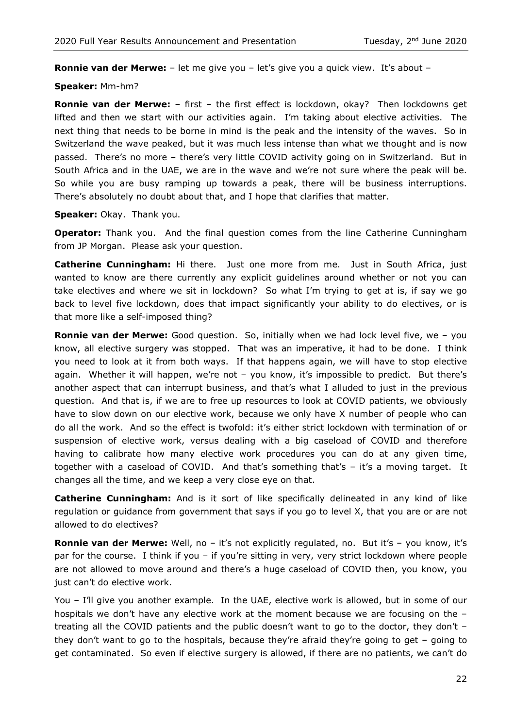**Ronnie van der Merwe:** – let me give you – let's give you a quick view. It's about –

**Speaker:** Mm-hm?

**Ronnie van der Merwe:** – first – the first effect is lockdown, okay? Then lockdowns get lifted and then we start with our activities again. I'm taking about elective activities. The next thing that needs to be borne in mind is the peak and the intensity of the waves. So in Switzerland the wave peaked, but it was much less intense than what we thought and is now passed. There's no more – there's very little COVID activity going on in Switzerland. But in South Africa and in the UAE, we are in the wave and we're not sure where the peak will be. So while you are busy ramping up towards a peak, there will be business interruptions. There's absolutely no doubt about that, and I hope that clarifies that matter.

**Speaker:** Okay. Thank you.

**Operator:** Thank you. And the final question comes from the line Catherine Cunningham from JP Morgan. Please ask your question.

**Catherine Cunningham:** Hi there. Just one more from me. Just in South Africa, just wanted to know are there currently any explicit guidelines around whether or not you can take electives and where we sit in lockdown? So what I'm trying to get at is, if say we go back to level five lockdown, does that impact significantly your ability to do electives, or is that more like a self-imposed thing?

**Ronnie van der Merwe:** Good question. So, initially when we had lock level five, we – you know, all elective surgery was stopped. That was an imperative, it had to be done. I think you need to look at it from both ways. If that happens again, we will have to stop elective again. Whether it will happen, we're not – you know, it's impossible to predict. But there's another aspect that can interrupt business, and that's what I alluded to just in the previous question. And that is, if we are to free up resources to look at COVID patients, we obviously have to slow down on our elective work, because we only have X number of people who can do all the work. And so the effect is twofold: it's either strict lockdown with termination of or suspension of elective work, versus dealing with a big caseload of COVID and therefore having to calibrate how many elective work procedures you can do at any given time, together with a caseload of COVID. And that's something that's – it's a moving target. It changes all the time, and we keep a very close eye on that.

**Catherine Cunningham:** And is it sort of like specifically delineated in any kind of like regulation or guidance from government that says if you go to level X, that you are or are not allowed to do electives?

**Ronnie van der Merwe:** Well, no – it's not explicitly regulated, no. But it's – you know, it's par for the course. I think if you – if you're sitting in very, very strict lockdown where people are not allowed to move around and there's a huge caseload of COVID then, you know, you just can't do elective work.

You – I'll give you another example. In the UAE, elective work is allowed, but in some of our hospitals we don't have any elective work at the moment because we are focusing on the – treating all the COVID patients and the public doesn't want to go to the doctor, they don't – they don't want to go to the hospitals, because they're afraid they're going to get – going to get contaminated. So even if elective surgery is allowed, if there are no patients, we can't do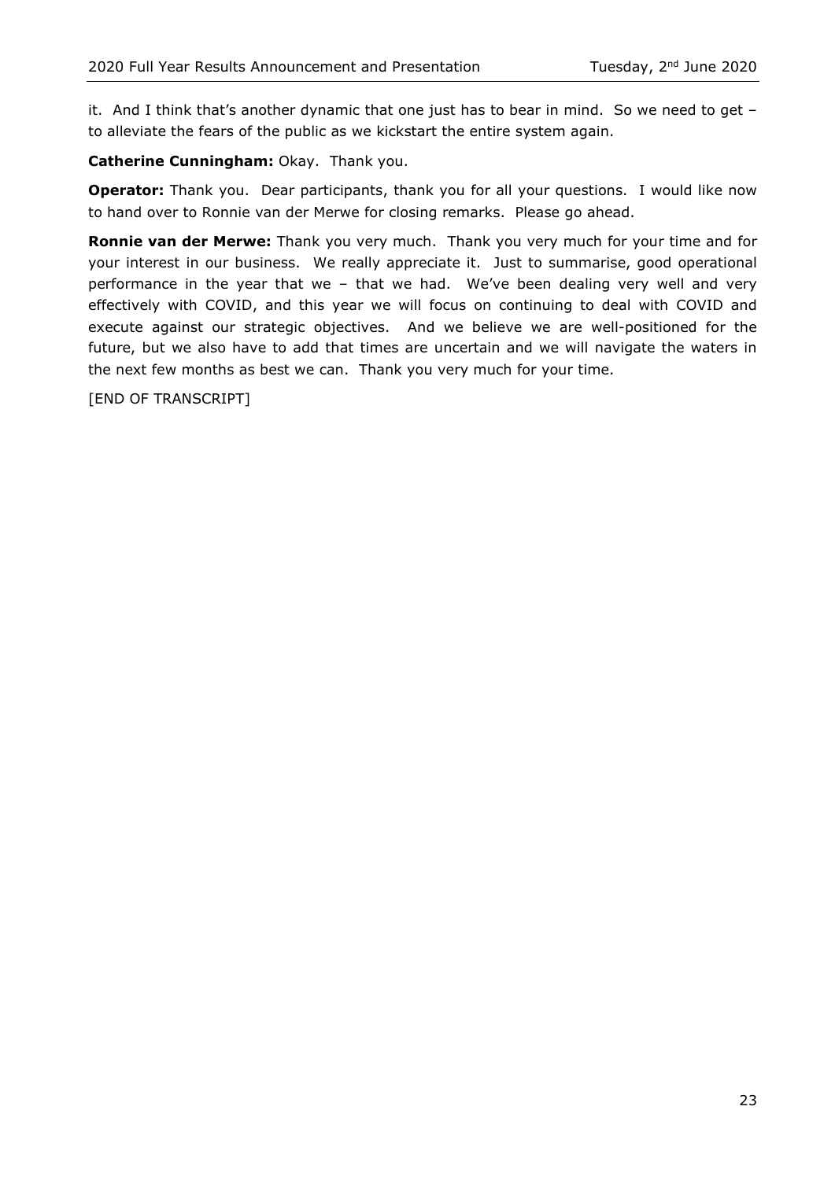it. And I think that's another dynamic that one just has to bear in mind. So we need to get – to alleviate the fears of the public as we kickstart the entire system again.

**Catherine Cunningham:** Okay. Thank you.

**Operator:** Thank you. Dear participants, thank you for all your questions. I would like now to hand over to Ronnie van der Merwe for closing remarks. Please go ahead.

**Ronnie van der Merwe:** Thank you very much. Thank you very much for your time and for your interest in our business. We really appreciate it. Just to summarise, good operational performance in the year that we – that we had. We've been dealing very well and very effectively with COVID, and this year we will focus on continuing to deal with COVID and execute against our strategic objectives. And we believe we are well-positioned for the future, but we also have to add that times are uncertain and we will navigate the waters in the next few months as best we can. Thank you very much for your time.

[END OF TRANSCRIPT]